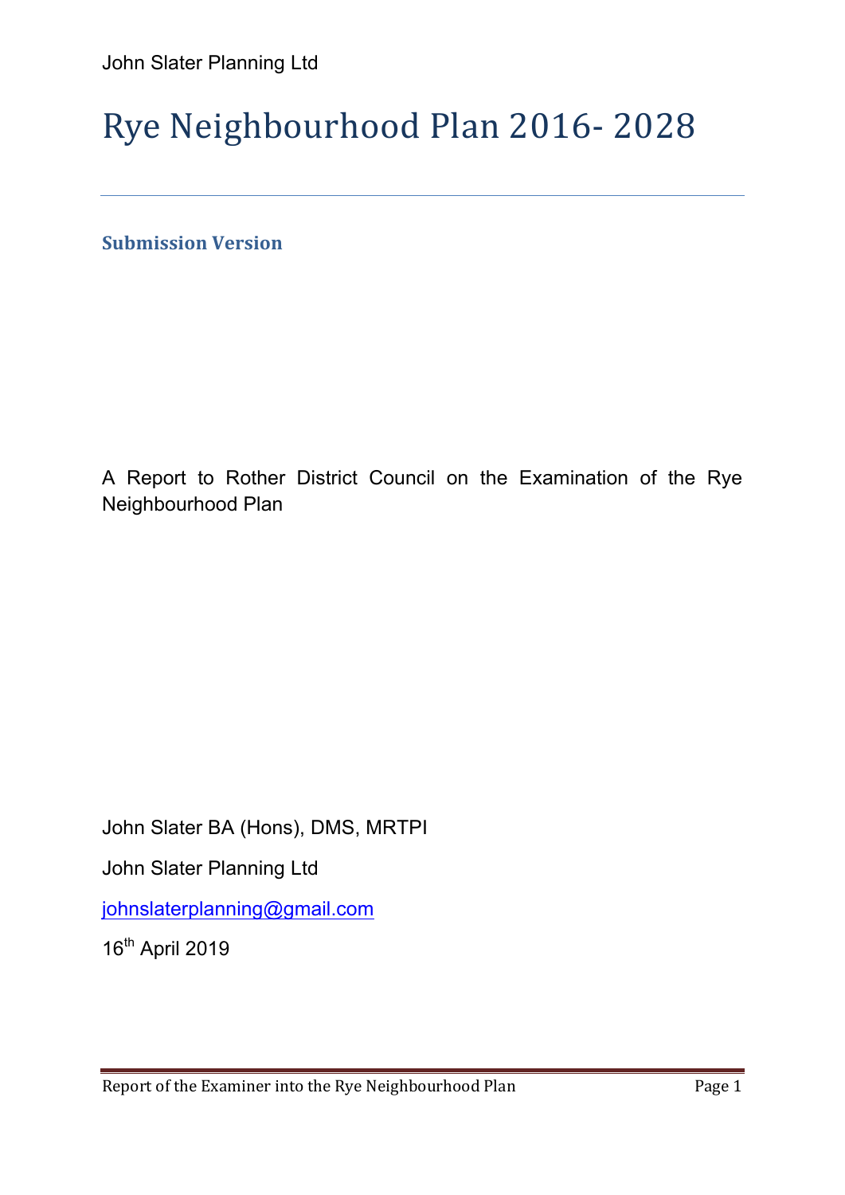John Slater Planning Ltd

# Rye Neighbourhood Plan 2016- 2028

---

### Submission Version

A Report to Rother District Council on the Examination of the Rye Neighbourhood Plan

John Slater BA (Hons), DMS, MRTPI

John Slater Planning Ltd

johnslaterplanning@gmail.com

16th April 2019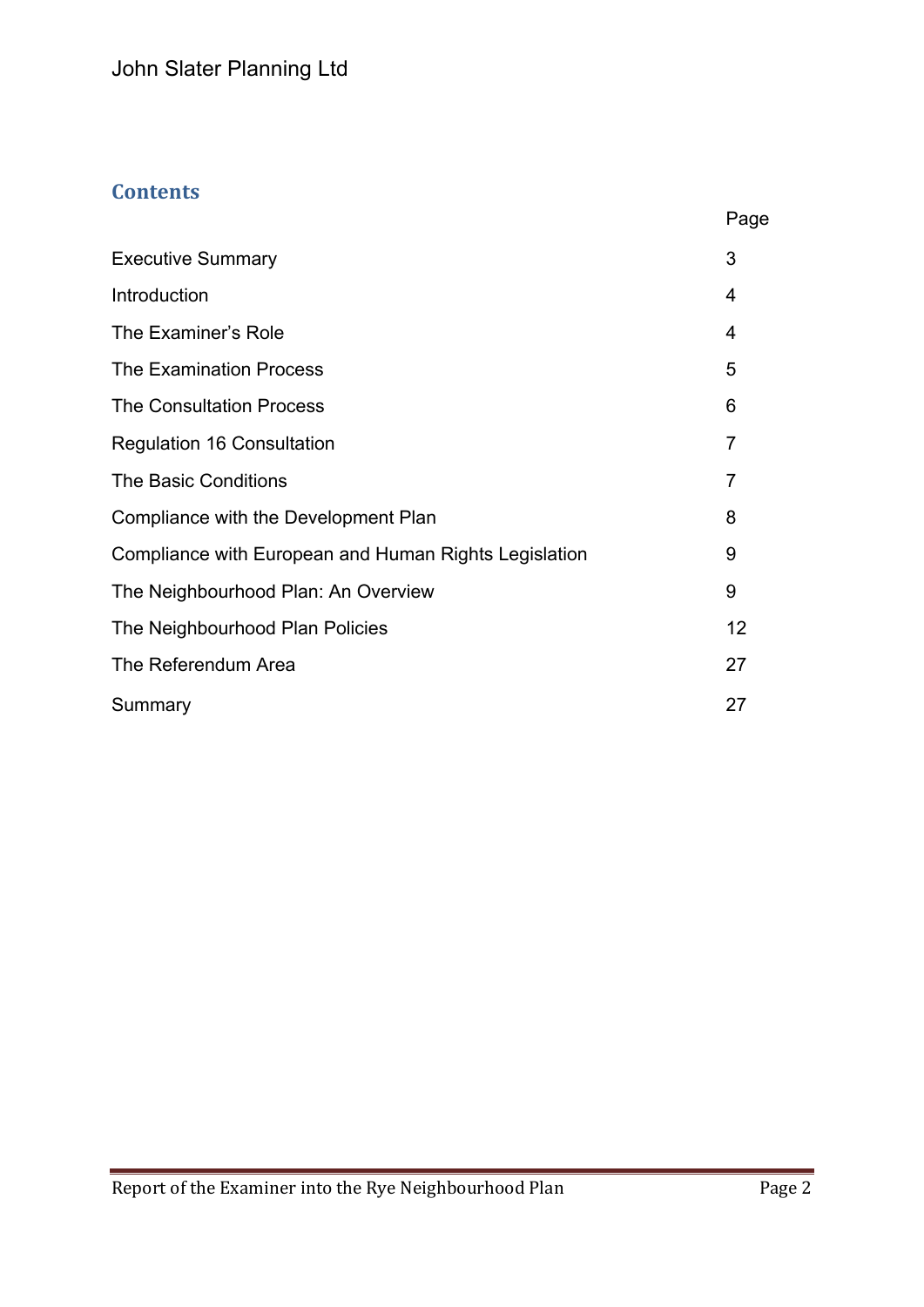## Contents

| | Page |
|---|---|
| Executive Summary | 3 |
| Introduction | 4 |
| The Examiner's Role | 4 |
| The Examination Process | 5 |
| The Consultation Process | 6 |
| Regulation 16 Consultation | 7 |
| The Basic Conditions | 7 |
| Compliance with the Development Plan | 8 |
| Compliance with European and Human Rights Legislation | 9 |
| The Neighbourhood Plan: An Overview | 9 |
| The Neighbourhood Plan Policies | 12 |
| The Referendum Area | 27 |
| Summary | 27 |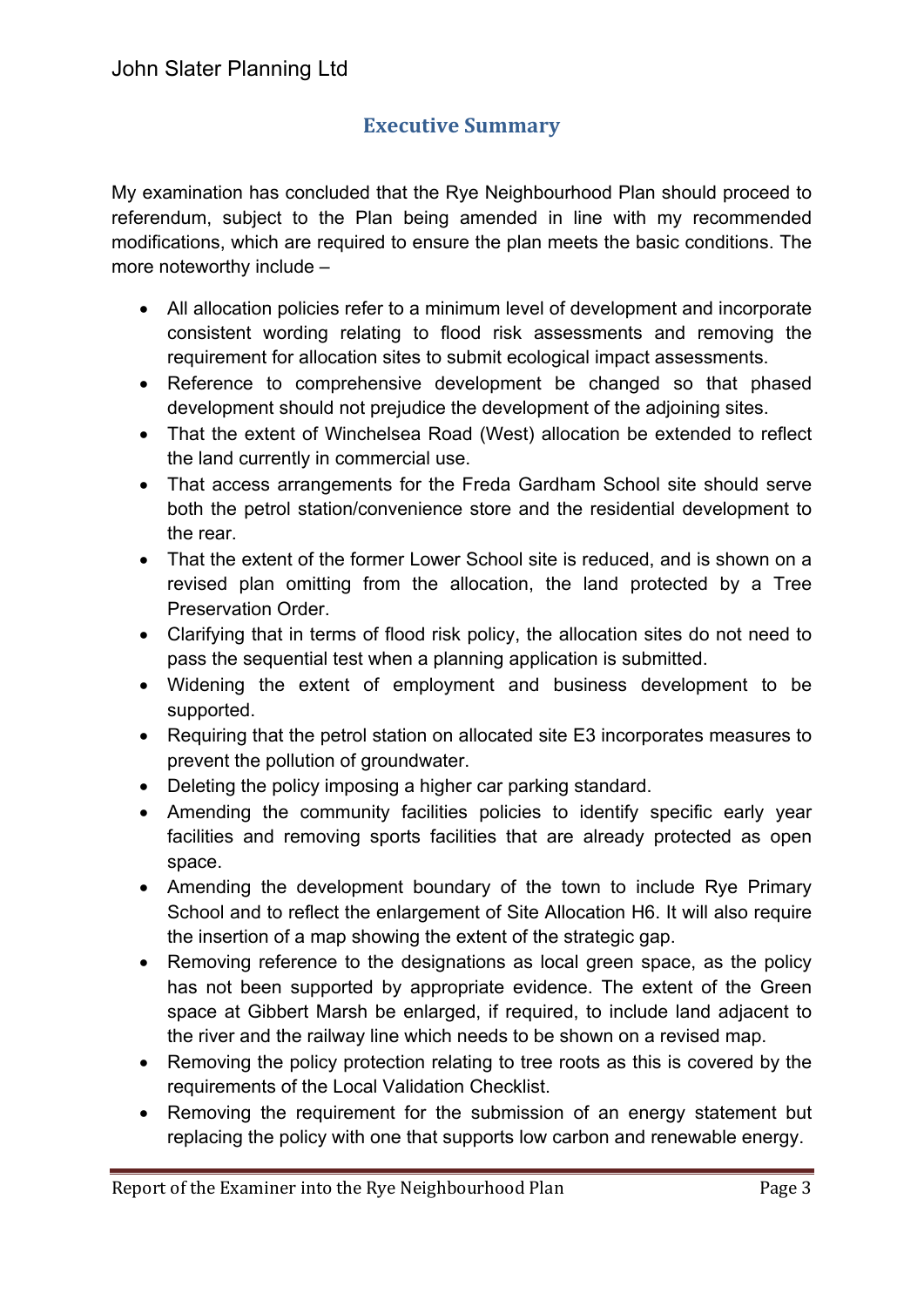## Executive Summary

My examination has concluded that the Rye Neighbourhood Plan should proceed to referendum, subject to the Plan being amended in line with my recommended modifications, which are required to ensure the plan meets the basic conditions. The more noteworthy include –

- All allocation policies refer to a minimum level of development and incorporate consistent wording relating to flood risk assessments and removing the requirement for allocation sites to submit ecological impact assessments.
- Reference to comprehensive development be changed so that phased development should not prejudice the development of the adjoining sites.
- That the extent of Winchelsea Road (West) allocation be extended to reflect the land currently in commercial use.
- That access arrangements for the Freda Gardham School site should serve both the petrol station/convenience store and the residential development to the rear.
- That the extent of the former Lower School site is reduced, and is shown on a revised plan omitting from the allocation, the land protected by a Tree Preservation Order.
- Clarifying that in terms of flood risk policy, the allocation sites do not need to pass the sequential test when a planning application is submitted.
- Widening the extent of employment and business development to be supported.
- Requiring that the petrol station on allocated site E3 incorporates measures to prevent the pollution of groundwater.
- Deleting the policy imposing a higher car parking standard.
- Amending the community facilities policies to identify specific early year facilities and removing sports facilities that are already protected as open space.
- Amending the development boundary of the town to include Rye Primary School and to reflect the enlargement of Site Allocation H6. It will also require the insertion of a map showing the extent of the strategic gap.
- Removing reference to the designations as local green space, as the policy has not been supported by appropriate evidence. The extent of the Green space at Gibbert Marsh be enlarged, if required, to include land adjacent to the river and the railway line which needs to be shown on a revised map.
- Removing the policy protection relating to tree roots as this is covered by the requirements of the Local Validation Checklist.
- Removing the requirement for the submission of an energy statement but replacing the policy with one that supports low carbon and renewable energy.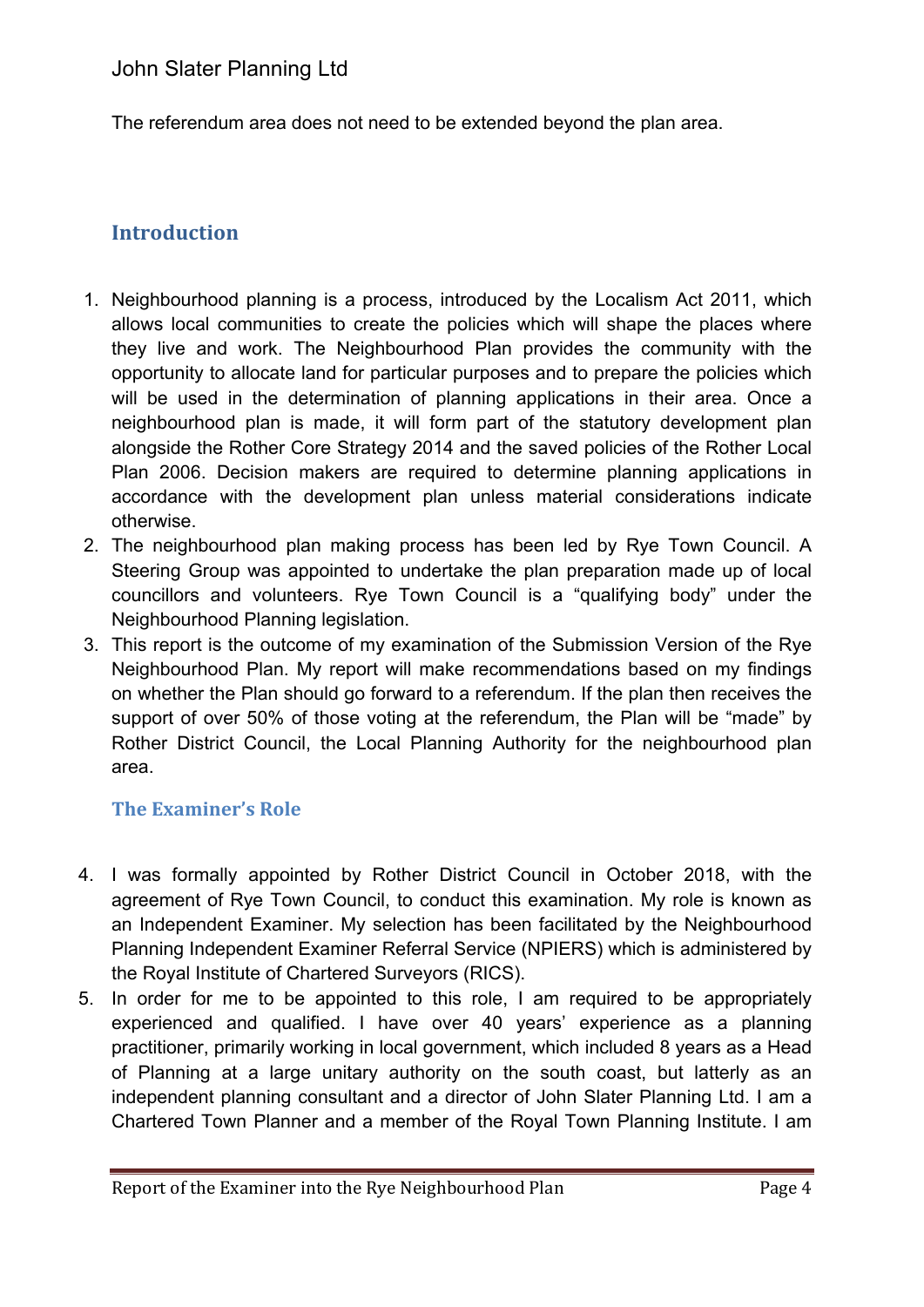The referendum area does not need to be extended beyond the plan area.

## Introduction

1. Neighbourhood planning is a process, introduced by the Localism Act 2011, which allows local communities to create the policies which will shape the places where they live and work. The Neighbourhood Plan provides the community with the opportunity to allocate land for particular purposes and to prepare the policies which will be used in the determination of planning applications in their area. Once a neighbourhood plan is made, it will form part of the statutory development plan alongside the Rother Core Strategy 2014 and the saved policies of the Rother Local Plan 2006. Decision makers are required to determine planning applications in accordance with the development plan unless material considerations indicate otherwise.
2. The neighbourhood plan making process has been led by Rye Town Council. A Steering Group was appointed to undertake the plan preparation made up of local councillors and volunteers. Rye Town Council is a "qualifying body" under the Neighbourhood Planning legislation.
3. This report is the outcome of my examination of the Submission Version of the Rye Neighbourhood Plan. My report will make recommendations based on my findings on whether the Plan should go forward to a referendum. If the plan then receives the support of over 50% of those voting at the referendum, the Plan will be "made" by Rother District Council, the Local Planning Authority for the neighbourhood plan area.

### The Examiner's Role

4. I was formally appointed by Rother District Council in October 2018, with the agreement of Rye Town Council, to conduct this examination. My role is known as an Independent Examiner. My selection has been facilitated by the Neighbourhood Planning Independent Examiner Referral Service (NPIERS) which is administered by the Royal Institute of Chartered Surveyors (RICS).
5. In order for me to be appointed to this role, I am required to be appropriately experienced and qualified. I have over 40 years' experience as a planning practitioner, primarily working in local government, which included 8 years as a Head of Planning at a large unitary authority on the south coast, but latterly as an independent planning consultant and a director of John Slater Planning Ltd. I am a Chartered Town Planner and a member of the Royal Town Planning Institute. I am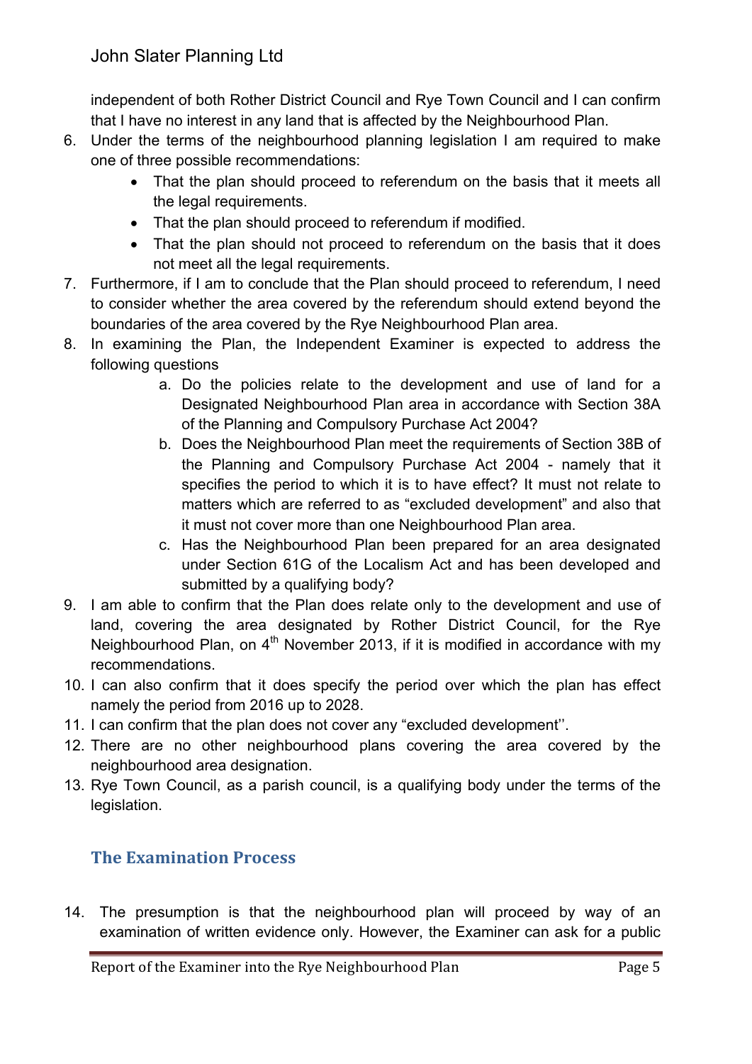independent of both Rother District Council and Rye Town Council and I can confirm that I have no interest in any land that is affected by the Neighbourhood Plan.

6. Under the terms of the neighbourhood planning legislation I am required to make one of three possible recommendations:
   - That the plan should proceed to referendum on the basis that it meets all the legal requirements.
   - That the plan should proceed to referendum if modified.
   - That the plan should not proceed to referendum on the basis that it does not meet all the legal requirements.
7. Furthermore, if I am to conclude that the Plan should proceed to referendum, I need to consider whether the area covered by the referendum should extend beyond the boundaries of the area covered by the Rye Neighbourhood Plan area.
8. In examining the Plan, the Independent Examiner is expected to address the following questions
   a. Do the policies relate to the development and use of land for a Designated Neighbourhood Plan area in accordance with Section 38A of the Planning and Compulsory Purchase Act 2004?
   b. Does the Neighbourhood Plan meet the requirements of Section 38B of the Planning and Compulsory Purchase Act 2004 - namely that it specifies the period to which it is to have effect? It must not relate to matters which are referred to as "excluded development" and also that it must not cover more than one Neighbourhood Plan area.
   c. Has the Neighbourhood Plan been prepared for an area designated under Section 61G of the Localism Act and has been developed and submitted by a qualifying body?
9. I am able to confirm that the Plan does relate only to the development and use of land, covering the area designated by Rother District Council, for the Rye Neighbourhood Plan, on 4th November 2013, if it is modified in accordance with my recommendations.
10. I can also confirm that it does specify the period over which the plan has effect namely the period from 2016 up to 2028.
11. I can confirm that the plan does not cover any "excluded development''.
12. There are no other neighbourhood plans covering the area covered by the neighbourhood area designation.
13. Rye Town Council, as a parish council, is a qualifying body under the terms of the legislation.

## The Examination Process

14. The presumption is that the neighbourhood plan will proceed by way of an examination of written evidence only. However, the Examiner can ask for a public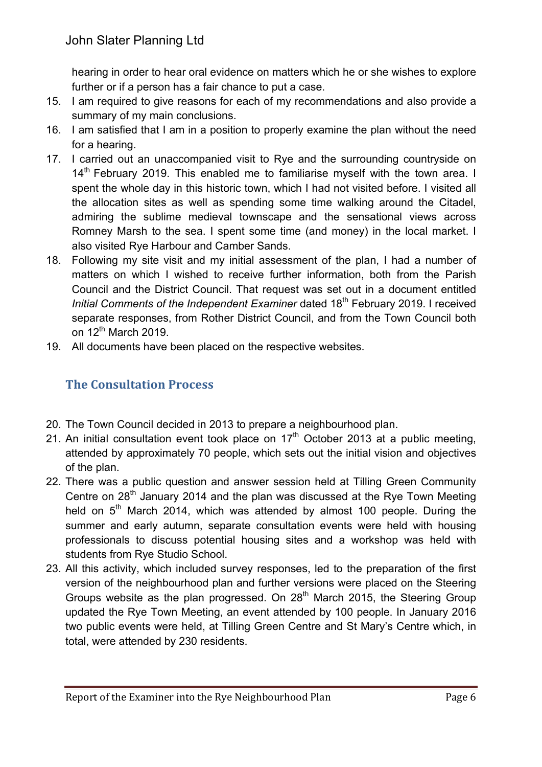hearing in order to hear oral evidence on matters which he or she wishes to explore further or if a person has a fair chance to put a case.

15. I am required to give reasons for each of my recommendations and also provide a summary of my main conclusions.
16. I am satisfied that I am in a position to properly examine the plan without the need for a hearing.
17. I carried out an unaccompanied visit to Rye and the surrounding countryside on 14th February 2019. This enabled me to familiarise myself with the town area. I spent the whole day in this historic town, which I had not visited before. I visited all the allocation sites as well as spending some time walking around the Citadel, admiring the sublime medieval townscape and the sensational views across Romney Marsh to the sea. I spent some time (and money) in the local market. I also visited Rye Harbour and Camber Sands.
18. Following my site visit and my initial assessment of the plan, I had a number of matters on which I wished to receive further information, both from the Parish Council and the District Council. That request was set out in a document entitled *Initial Comments of the Independent Examiner* dated 18th February 2019. I received separate responses, from Rother District Council, and from the Town Council both on 12th March 2019.
19. All documents have been placed on the respective websites.

## The Consultation Process

20. The Town Council decided in 2013 to prepare a neighbourhood plan.
21. An initial consultation event took place on 17th October 2013 at a public meeting, attended by approximately 70 people, which sets out the initial vision and objectives of the plan.
22. There was a public question and answer session held at Tilling Green Community Centre on 28th January 2014 and the plan was discussed at the Rye Town Meeting held on 5th March 2014, which was attended by almost 100 people. During the summer and early autumn, separate consultation events were held with housing professionals to discuss potential housing sites and a workshop was held with students from Rye Studio School.
23. All this activity, which included survey responses, led to the preparation of the first version of the neighbourhood plan and further versions were placed on the Steering Groups website as the plan progressed. On 28th March 2015, the Steering Group updated the Rye Town Meeting, an event attended by 100 people. In January 2016 two public events were held, at Tilling Green Centre and St Mary's Centre which, in total, were attended by 230 residents.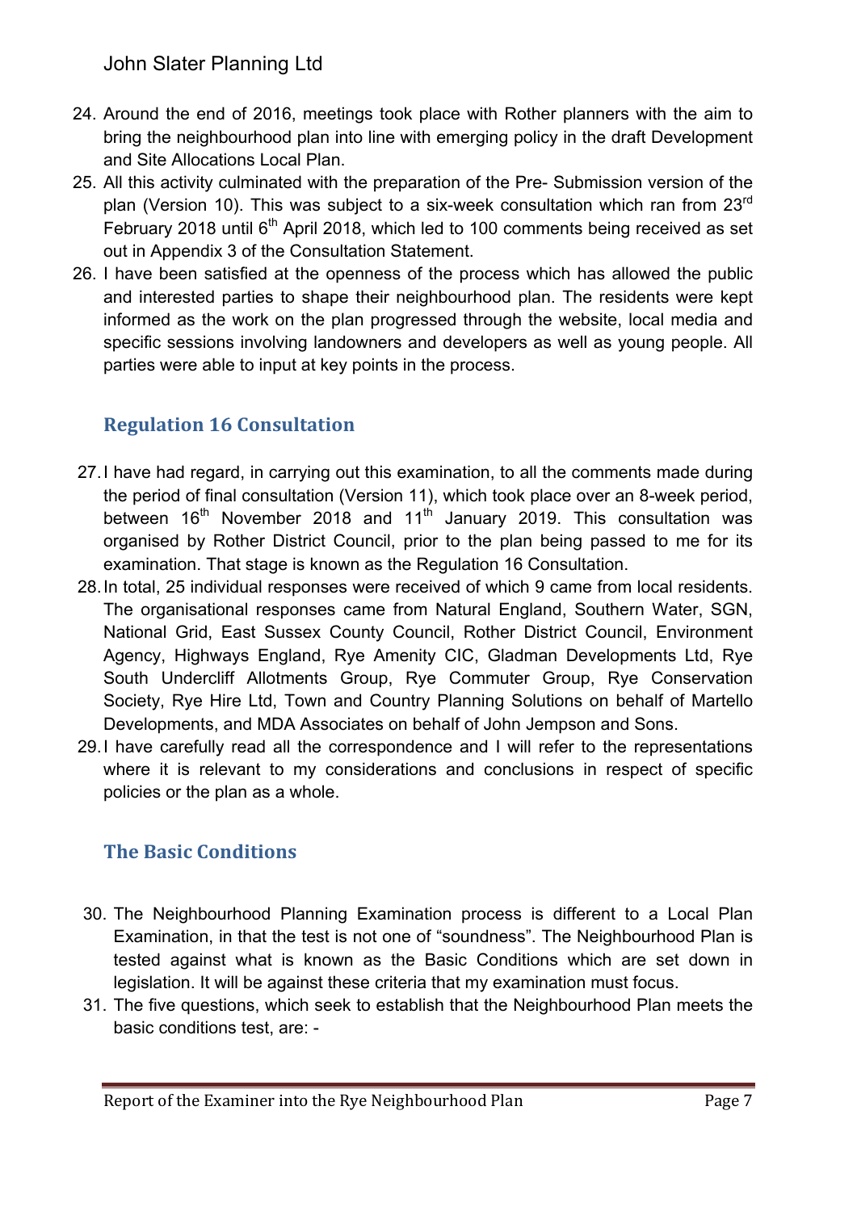24. Around the end of 2016, meetings took place with Rother planners with the aim to bring the neighbourhood plan into line with emerging policy in the draft Development and Site Allocations Local Plan.
25. All this activity culminated with the preparation of the Pre- Submission version of the plan (Version 10). This was subject to a six-week consultation which ran from 23rd February 2018 until 6th April 2018, which led to 100 comments being received as set out in Appendix 3 of the Consultation Statement.
26. I have been satisfied at the openness of the process which has allowed the public and interested parties to shape their neighbourhood plan. The residents were kept informed as the work on the plan progressed through the website, local media and specific sessions involving landowners and developers as well as young people. All parties were able to input at key points in the process.

## Regulation 16 Consultation

27. I have had regard, in carrying out this examination, to all the comments made during the period of final consultation (Version 11), which took place over an 8-week period, between 16th November 2018 and 11th January 2019. This consultation was organised by Rother District Council, prior to the plan being passed to me for its examination. That stage is known as the Regulation 16 Consultation.
28. In total, 25 individual responses were received of which 9 came from local residents. The organisational responses came from Natural England, Southern Water, SGN, National Grid, East Sussex County Council, Rother District Council, Environment Agency, Highways England, Rye Amenity CIC, Gladman Developments Ltd, Rye South Undercliff Allotments Group, Rye Commuter Group, Rye Conservation Society, Rye Hire Ltd, Town and Country Planning Solutions on behalf of Martello Developments, and MDA Associates on behalf of John Jempson and Sons.
29. I have carefully read all the correspondence and I will refer to the representations where it is relevant to my considerations and conclusions in respect of specific policies or the plan as a whole.

## The Basic Conditions

30. The Neighbourhood Planning Examination process is different to a Local Plan Examination, in that the test is not one of "soundness". The Neighbourhood Plan is tested against what is known as the Basic Conditions which are set down in legislation. It will be against these criteria that my examination must focus.
31. The five questions, which seek to establish that the Neighbourhood Plan meets the basic conditions test, are: -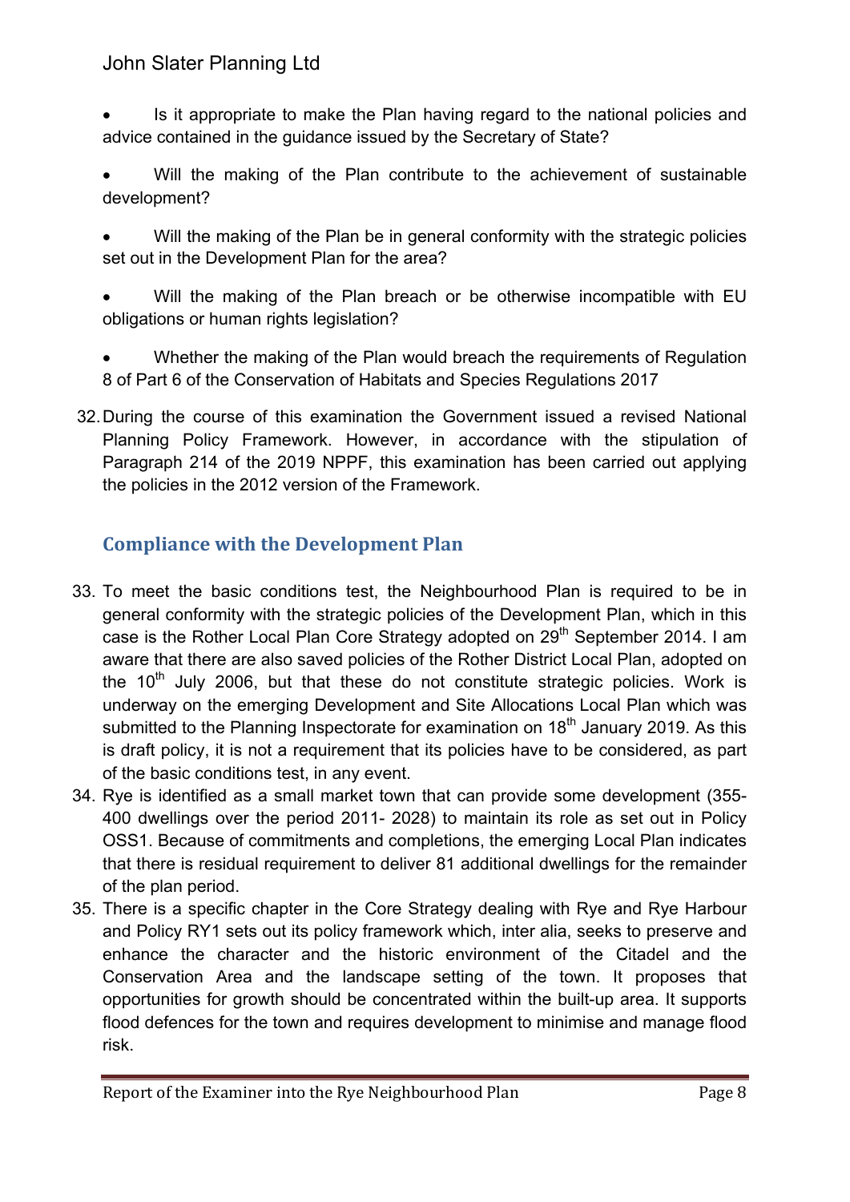- Is it appropriate to make the Plan having regard to the national policies and advice contained in the guidance issued by the Secretary of State?
- Will the making of the Plan contribute to the achievement of sustainable development?
- Will the making of the Plan be in general conformity with the strategic policies set out in the Development Plan for the area?
- Will the making of the Plan breach or be otherwise incompatible with EU obligations or human rights legislation?
- Whether the making of the Plan would breach the requirements of Regulation 8 of Part 6 of the Conservation of Habitats and Species Regulations 2017

32. During the course of this examination the Government issued a revised National Planning Policy Framework. However, in accordance with the stipulation of Paragraph 214 of the 2019 NPPF, this examination has been carried out applying the policies in the 2012 version of the Framework.

## Compliance with the Development Plan

33. To meet the basic conditions test, the Neighbourhood Plan is required to be in general conformity with the strategic policies of the Development Plan, which in this case is the Rother Local Plan Core Strategy adopted on 29th September 2014. I am aware that there are also saved policies of the Rother District Local Plan, adopted on the 10th July 2006, but that these do not constitute strategic policies. Work is underway on the emerging Development and Site Allocations Local Plan which was submitted to the Planning Inspectorate for examination on 18th January 2019. As this is draft policy, it is not a requirement that its policies have to be considered, as part of the basic conditions test, in any event.
34. Rye is identified as a small market town that can provide some development (355-400 dwellings over the period 2011- 2028) to maintain its role as set out in Policy OSS1. Because of commitments and completions, the emerging Local Plan indicates that there is residual requirement to deliver 81 additional dwellings for the remainder of the plan period.
35. There is a specific chapter in the Core Strategy dealing with Rye and Rye Harbour and Policy RY1 sets out its policy framework which, inter alia, seeks to preserve and enhance the character and the historic environment of the Citadel and the Conservation Area and the landscape setting of the town. It proposes that opportunities for growth should be concentrated within the built-up area. It supports flood defences for the town and requires development to minimise and manage flood risk.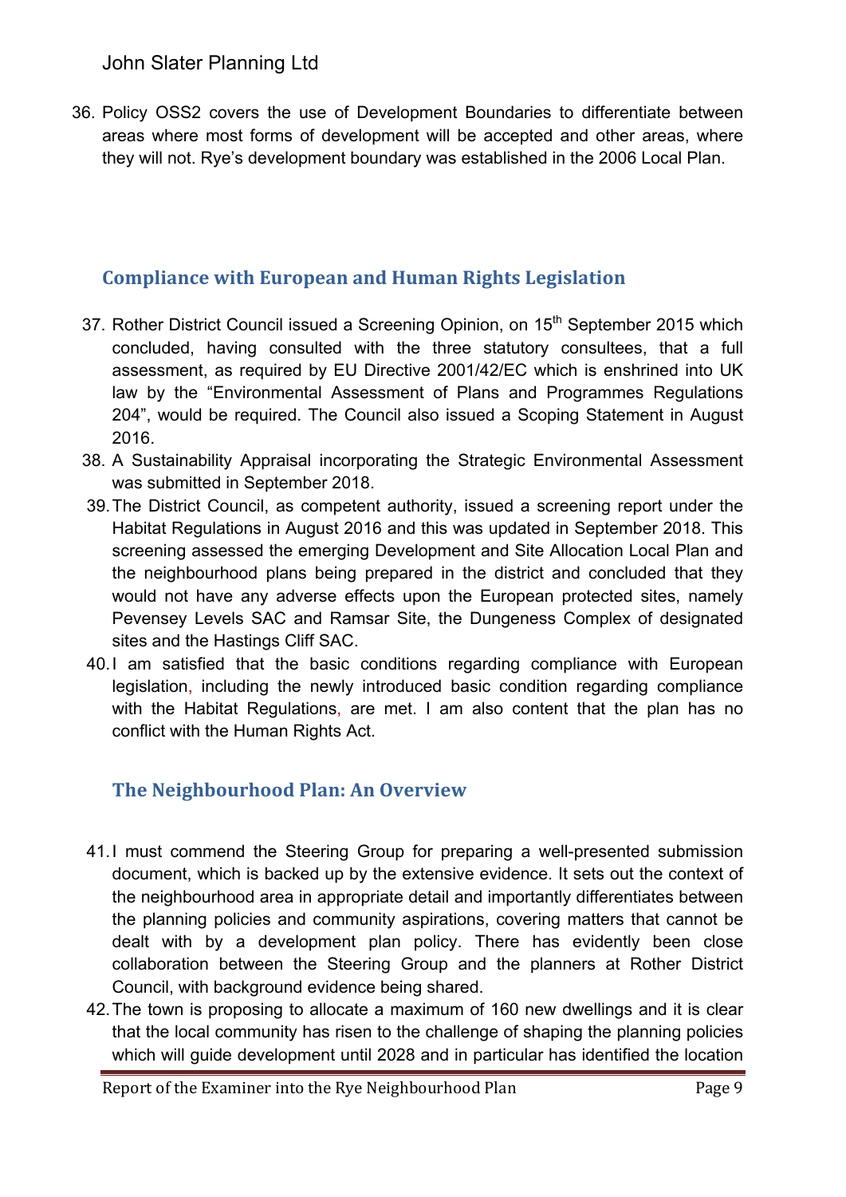36. Policy OSS2 covers the use of Development Boundaries to differentiate between areas where most forms of development will be accepted and other areas, where they will not. Rye's development boundary was established in the 2006 Local Plan.

## Compliance with European and Human Rights Legislation

37. Rother District Council issued a Screening Opinion, on 15th September 2015 which concluded, having consulted with the three statutory consultees, that a full assessment, as required by EU Directive 2001/42/EC which is enshrined into UK law by the "Environmental Assessment of Plans and Programmes Regulations 204", would be required. The Council also issued a Scoping Statement in August 2016.
38. A Sustainability Appraisal incorporating the Strategic Environmental Assessment was submitted in September 2018.
39. The District Council, as competent authority, issued a screening report under the Habitat Regulations in August 2016 and this was updated in September 2018. This screening assessed the emerging Development and Site Allocation Local Plan and the neighbourhood plans being prepared in the district and concluded that they would not have any adverse effects upon the European protected sites, namely Pevensey Levels SAC and Ramsar Site, the Dungeness Complex of designated sites and the Hastings Cliff SAC.
40. I am satisfied that the basic conditions regarding compliance with European legislation, including the newly introduced basic condition regarding compliance with the Habitat Regulations, are met. I am also content that the plan has no conflict with the Human Rights Act.

## The Neighbourhood Plan: An Overview

41. I must commend the Steering Group for preparing a well-presented submission document, which is backed up by the extensive evidence. It sets out the context of the neighbourhood area in appropriate detail and importantly differentiates between the planning policies and community aspirations, covering matters that cannot be dealt with by a development plan policy. There has evidently been close collaboration between the Steering Group and the planners at Rother District Council, with background evidence being shared.
42. The town is proposing to allocate a maximum of 160 new dwellings and it is clear that the local community has risen to the challenge of shaping the planning policies which will guide development until 2028 and in particular has identified the location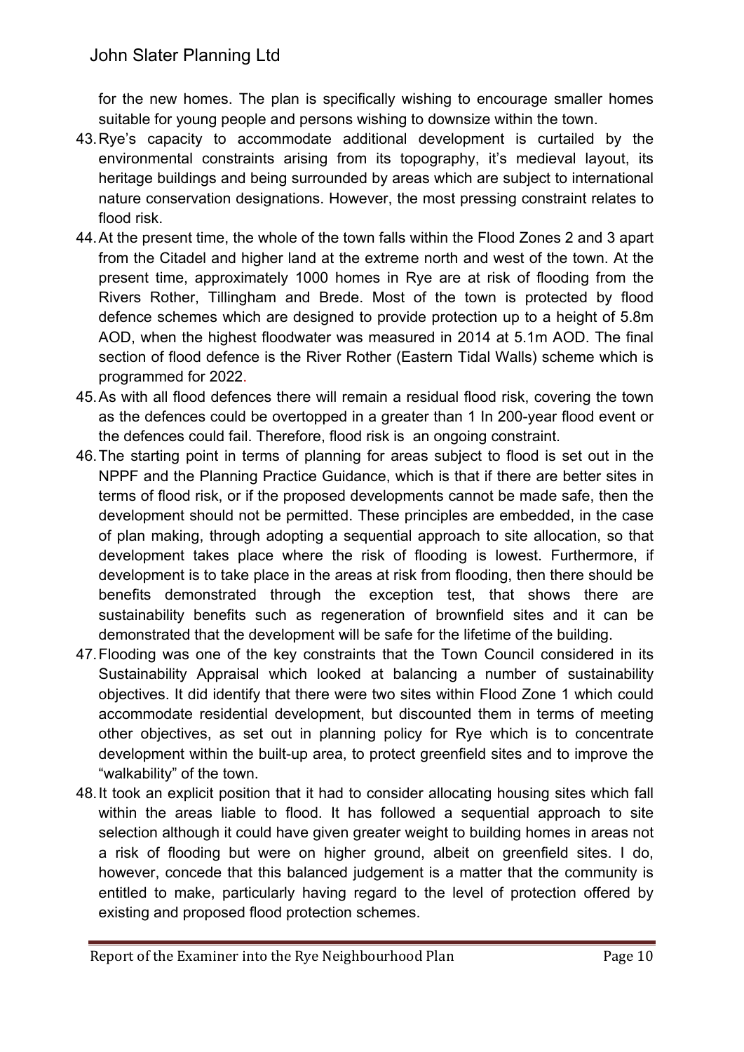for the new homes. The plan is specifically wishing to encourage smaller homes suitable for young people and persons wishing to downsize within the town.

43. Rye's capacity to accommodate additional development is curtailed by the environmental constraints arising from its topography, it's medieval layout, its heritage buildings and being surrounded by areas which are subject to international nature conservation designations. However, the most pressing constraint relates to flood risk.
44. At the present time, the whole of the town falls within the Flood Zones 2 and 3 apart from the Citadel and higher land at the extreme north and west of the town. At the present time, approximately 1000 homes in Rye are at risk of flooding from the Rivers Rother, Tillingham and Brede. Most of the town is protected by flood defence schemes which are designed to provide protection up to a height of 5.8m AOD, when the highest floodwater was measured in 2014 at 5.1m AOD. The final section of flood defence is the River Rother (Eastern Tidal Walls) scheme which is programmed for 2022.
45. As with all flood defences there will remain a residual flood risk, covering the town as the defences could be overtopped in a greater than 1 In 200-year flood event or the defences could fail. Therefore, flood risk is an ongoing constraint.
46. The starting point in terms of planning for areas subject to flood is set out in the NPPF and the Planning Practice Guidance, which is that if there are better sites in terms of flood risk, or if the proposed developments cannot be made safe, then the development should not be permitted. These principles are embedded, in the case of plan making, through adopting a sequential approach to site allocation, so that development takes place where the risk of flooding is lowest. Furthermore, if development is to take place in the areas at risk from flooding, then there should be benefits demonstrated through the exception test, that shows there are sustainability benefits such as regeneration of brownfield sites and it can be demonstrated that the development will be safe for the lifetime of the building.
47. Flooding was one of the key constraints that the Town Council considered in its Sustainability Appraisal which looked at balancing a number of sustainability objectives. It did identify that there were two sites within Flood Zone 1 which could accommodate residential development, but discounted them in terms of meeting other objectives, as set out in planning policy for Rye which is to concentrate development within the built-up area, to protect greenfield sites and to improve the "walkability" of the town.
48. It took an explicit position that it had to consider allocating housing sites which fall within the areas liable to flood. It has followed a sequential approach to site selection although it could have given greater weight to building homes in areas not a risk of flooding but were on higher ground, albeit on greenfield sites. I do, however, concede that this balanced judgement is a matter that the community is entitled to make, particularly having regard to the level of protection offered by existing and proposed flood protection schemes.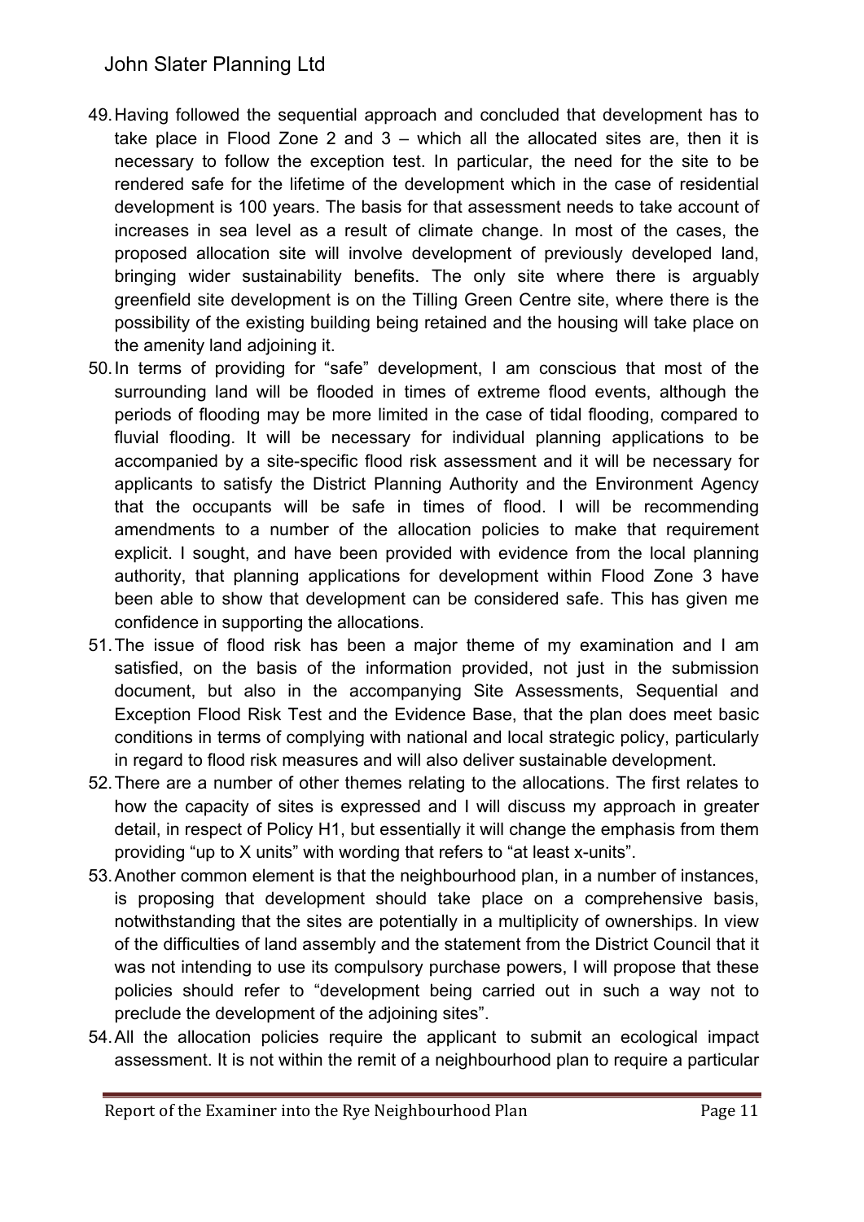49. Having followed the sequential approach and concluded that development has to take place in Flood Zone 2 and 3 – which all the allocated sites are, then it is necessary to follow the exception test. In particular, the need for the site to be rendered safe for the lifetime of the development which in the case of residential development is 100 years. The basis for that assessment needs to take account of increases in sea level as a result of climate change. In most of the cases, the proposed allocation site will involve development of previously developed land, bringing wider sustainability benefits. The only site where there is arguably greenfield site development is on the Tilling Green Centre site, where there is the possibility of the existing building being retained and the housing will take place on the amenity land adjoining it.
50. In terms of providing for "safe" development, I am conscious that most of the surrounding land will be flooded in times of extreme flood events, although the periods of flooding may be more limited in the case of tidal flooding, compared to fluvial flooding. It will be necessary for individual planning applications to be accompanied by a site-specific flood risk assessment and it will be necessary for applicants to satisfy the District Planning Authority and the Environment Agency that the occupants will be safe in times of flood. I will be recommending amendments to a number of the allocation policies to make that requirement explicit. I sought, and have been provided with evidence from the local planning authority, that planning applications for development within Flood Zone 3 have been able to show that development can be considered safe. This has given me confidence in supporting the allocations.
51. The issue of flood risk has been a major theme of my examination and I am satisfied, on the basis of the information provided, not just in the submission document, but also in the accompanying Site Assessments, Sequential and Exception Flood Risk Test and the Evidence Base, that the plan does meet basic conditions in terms of complying with national and local strategic policy, particularly in regard to flood risk measures and will also deliver sustainable development.
52. There are a number of other themes relating to the allocations. The first relates to how the capacity of sites is expressed and I will discuss my approach in greater detail, in respect of Policy H1, but essentially it will change the emphasis from them providing "up to X units" with wording that refers to "at least x-units".
53. Another common element is that the neighbourhood plan, in a number of instances, is proposing that development should take place on a comprehensive basis, notwithstanding that the sites are potentially in a multiplicity of ownerships. In view of the difficulties of land assembly and the statement from the District Council that it was not intending to use its compulsory purchase powers, I will propose that these policies should refer to "development being carried out in such a way not to preclude the development of the adjoining sites".
54. All the allocation policies require the applicant to submit an ecological impact assessment. It is not within the remit of a neighbourhood plan to require a particular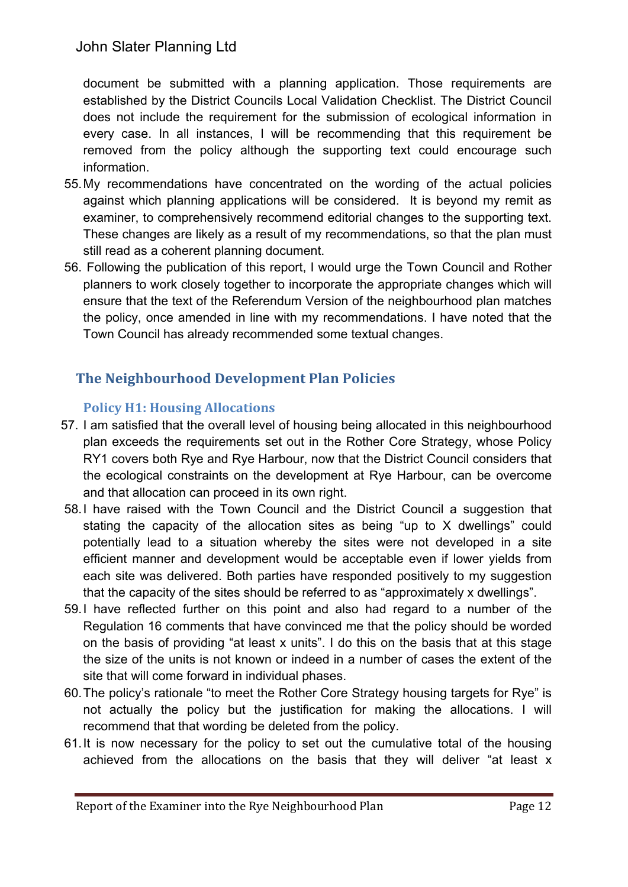document be submitted with a planning application. Those requirements are established by the District Councils Local Validation Checklist. The District Council does not include the requirement for the submission of ecological information in every case. In all instances, I will be recommending that this requirement be removed from the policy although the supporting text could encourage such information.

55. My recommendations have concentrated on the wording of the actual policies against which planning applications will be considered. It is beyond my remit as examiner, to comprehensively recommend editorial changes to the supporting text. These changes are likely as a result of my recommendations, so that the plan must still read as a coherent planning document.
56. Following the publication of this report, I would urge the Town Council and Rother planners to work closely together to incorporate the appropriate changes which will ensure that the text of the Referendum Version of the neighbourhood plan matches the policy, once amended in line with my recommendations. I have noted that the Town Council has already recommended some textual changes.

## The Neighbourhood Development Plan Policies

### Policy H1: Housing Allocations

57. I am satisfied that the overall level of housing being allocated in this neighbourhood plan exceeds the requirements set out in the Rother Core Strategy, whose Policy RY1 covers both Rye and Rye Harbour, now that the District Council considers that the ecological constraints on the development at Rye Harbour, can be overcome and that allocation can proceed in its own right.
58. I have raised with the Town Council and the District Council a suggestion that stating the capacity of the allocation sites as being "up to X dwellings" could potentially lead to a situation whereby the sites were not developed in a site efficient manner and development would be acceptable even if lower yields from each site was delivered. Both parties have responded positively to my suggestion that the capacity of the sites should be referred to as "approximately x dwellings".
59. I have reflected further on this point and also had regard to a number of the Regulation 16 comments that have convinced me that the policy should be worded on the basis of providing "at least x units". I do this on the basis that at this stage the size of the units is not known or indeed in a number of cases the extent of the site that will come forward in individual phases.
60. The policy's rationale "to meet the Rother Core Strategy housing targets for Rye" is not actually the policy but the justification for making the allocations. I will recommend that that wording be deleted from the policy.
61. It is now necessary for the policy to set out the cumulative total of the housing achieved from the allocations on the basis that they will deliver "at least x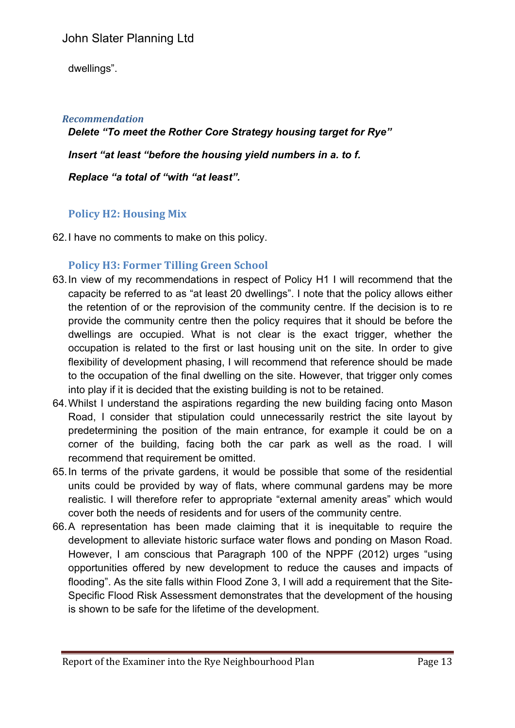dwellings".

*Recommendation*

***Delete "To meet the Rother Core Strategy housing target for Rye"***

***Insert "at least "before the housing yield numbers in a. to f.***

***Replace "a total of "with "at least".***

### Policy H2: Housing Mix

62. I have no comments to make on this policy.

### Policy H3: Former Tilling Green School

63. In view of my recommendations in respect of Policy H1 I will recommend that the capacity be referred to as "at least 20 dwellings". I note that the policy allows either the retention of or the reprovision of the community centre. If the decision is to re provide the community centre then the policy requires that it should be before the dwellings are occupied. What is not clear is the exact trigger, whether the occupation is related to the first or last housing unit on the site. In order to give flexibility of development phasing, I will recommend that reference should be made to the occupation of the final dwelling on the site. However, that trigger only comes into play if it is decided that the existing building is not to be retained.
64. Whilst I understand the aspirations regarding the new building facing onto Mason Road, I consider that stipulation could unnecessarily restrict the site layout by predetermining the position of the main entrance, for example it could be on a corner of the building, facing both the car park as well as the road. I will recommend that requirement be omitted.
65. In terms of the private gardens, it would be possible that some of the residential units could be provided by way of flats, where communal gardens may be more realistic. I will therefore refer to appropriate "external amenity areas" which would cover both the needs of residents and for users of the community centre.
66. A representation has been made claiming that it is inequitable to require the development to alleviate historic surface water flows and ponding on Mason Road. However, I am conscious that Paragraph 100 of the NPPF (2012) urges "using opportunities offered by new development to reduce the causes and impacts of flooding". As the site falls within Flood Zone 3, I will add a requirement that the Site-Specific Flood Risk Assessment demonstrates that the development of the housing is shown to be safe for the lifetime of the development.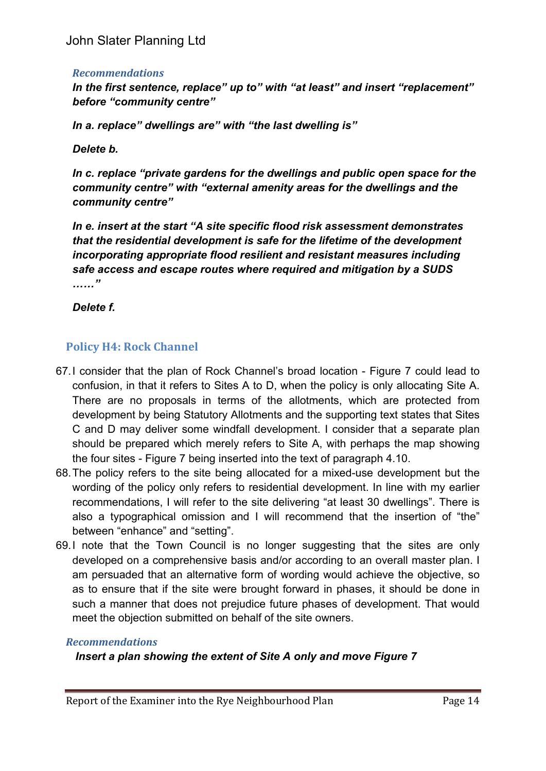### *Recommendations*

***In the first sentence, replace" up to" with "at least" and insert "replacement" before "community centre"***

***In a. replace" dwellings are" with "the last dwelling is"***

***Delete b.***

***In c. replace "private gardens for the dwellings and public open space for the community centre" with "external amenity areas for the dwellings and the community centre"***

***In e. insert at the start "A site specific flood risk assessment demonstrates that the residential development is safe for the lifetime of the development incorporating appropriate flood resilient and resistant measures including safe access and escape routes where required and mitigation by a SUDS ……"***

***Delete f.***

## Policy H4: Rock Channel

67. I consider that the plan of Rock Channel's broad location - Figure 7 could lead to confusion, in that it refers to Sites A to D, when the policy is only allocating Site A. There are no proposals in terms of the allotments, which are protected from development by being Statutory Allotments and the supporting text states that Sites C and D may deliver some windfall development. I consider that a separate plan should be prepared which merely refers to Site A, with perhaps the map showing the four sites - Figure 7 being inserted into the text of paragraph 4.10.
68. The policy refers to the site being allocated for a mixed-use development but the wording of the policy only refers to residential development. In line with my earlier recommendations, I will refer to the site delivering "at least 30 dwellings". There is also a typographical omission and I will recommend that the insertion of "the" between "enhance" and "setting".
69. I note that the Town Council is no longer suggesting that the sites are only developed on a comprehensive basis and/or according to an overall master plan. I am persuaded that an alternative form of wording would achieve the objective, so as to ensure that if the site were brought forward in phases, it should be done in such a manner that does not prejudice future phases of development. That would meet the objection submitted on behalf of the site owners.

### *Recommendations*

***Insert a plan showing the extent of Site A only and move Figure 7***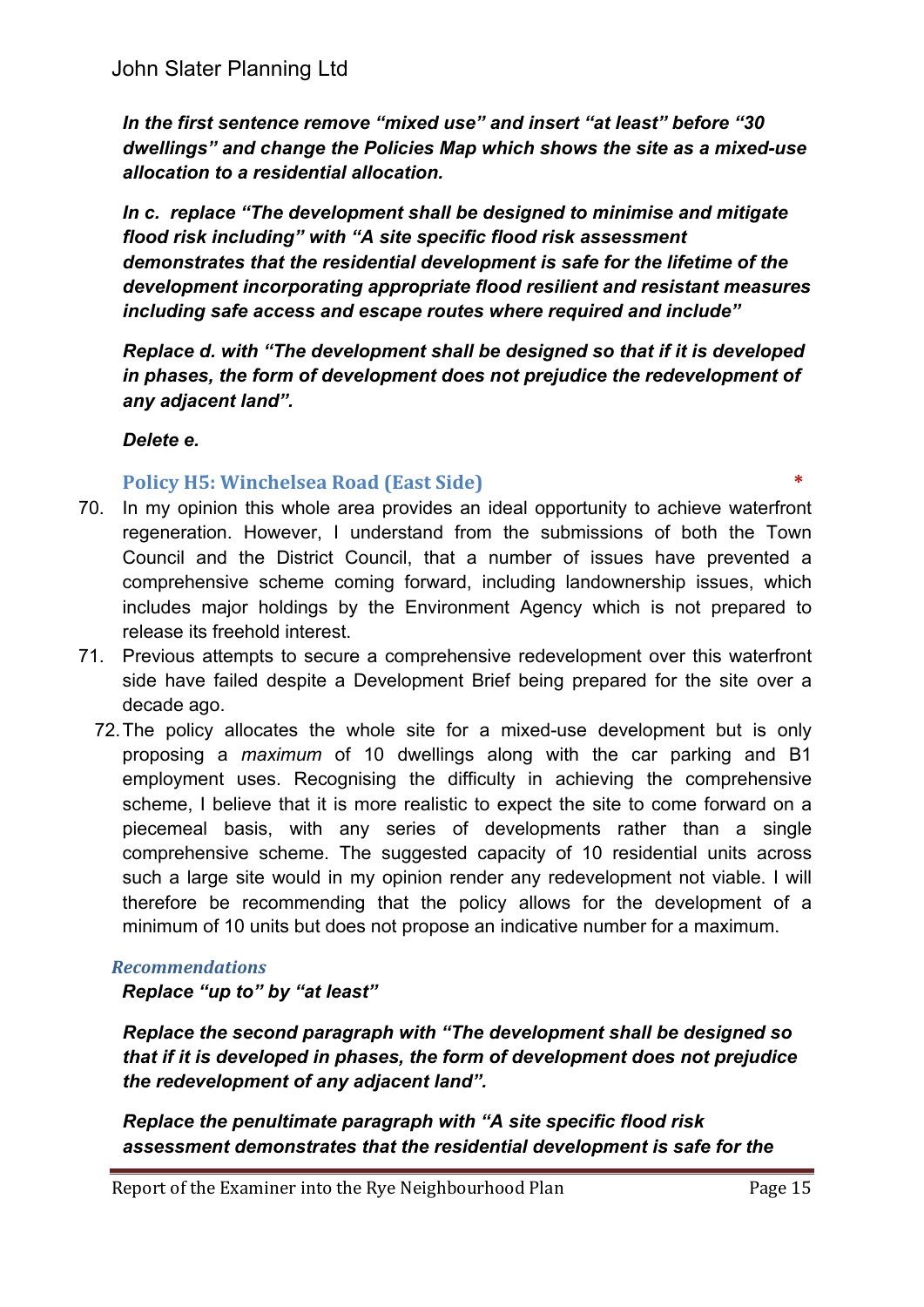***In the first sentence remove "mixed use" and insert "at least" before "30 dwellings" and change the Policies Map which shows the site as a mixed-use allocation to a residential allocation.***

***In c. replace "The development shall be designed to minimise and mitigate flood risk including" with "A site specific flood risk assessment demonstrates that the residential development is safe for the lifetime of the development incorporating appropriate flood resilient and resistant measures including safe access and escape routes where required and include"***

***Replace d. with "The development shall be designed so that if it is developed in phases, the form of development does not prejudice the redevelopment of any adjacent land".***

***Delete e.***

### Policy H5: Winchelsea Road (East Side) *

70. In my opinion this whole area provides an ideal opportunity to achieve waterfront regeneration. However, I understand from the submissions of both the Town Council and the District Council, that a number of issues have prevented a comprehensive scheme coming forward, including landownership issues, which includes major holdings by the Environment Agency which is not prepared to release its freehold interest.
71. Previous attempts to secure a comprehensive redevelopment over this waterfront side have failed despite a Development Brief being prepared for the site over a decade ago.
72. The policy allocates the whole site for a mixed-use development but is only proposing a *maximum* of 10 dwellings along with the car parking and B1 employment uses. Recognising the difficulty in achieving the comprehensive scheme, I believe that it is more realistic to expect the site to come forward on a piecemeal basis, with any series of developments rather than a single comprehensive scheme. The suggested capacity of 10 residential units across such a large site would in my opinion render any redevelopment not viable. I will therefore be recommending that the policy allows for the development of a minimum of 10 units but does not propose an indicative number for a maximum.

#### *Recommendations*

***Replace "up to" by "at least"***

***Replace the second paragraph with "The development shall be designed so that if it is developed in phases, the form of development does not prejudice the redevelopment of any adjacent land".***

***Replace the penultimate paragraph with "A site specific flood risk assessment demonstrates that the residential development is safe for the***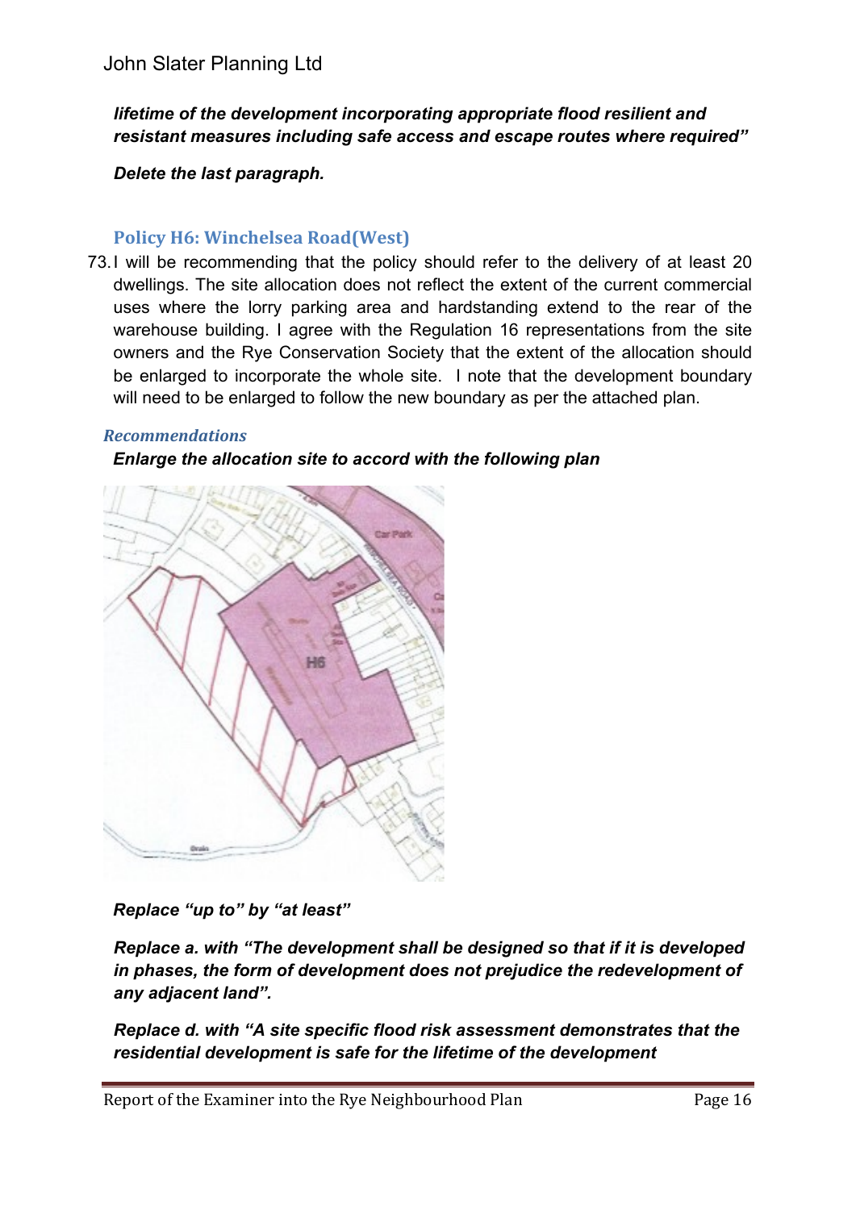*lifetime of the development incorporating appropriate flood resilient and resistant measures including safe access and escape routes where required”*

***Delete the last paragraph.***

### Policy H6: Winchelsea Road(West)

73. I will be recommending that the policy should refer to the delivery of at least 20 dwellings. The site allocation does not reflect the extent of the current commercial uses where the lorry parking area and hardstanding extend to the rear of the warehouse building. I agree with the Regulation 16 representations from the site owners and the Rye Conservation Society that the extent of the allocation should be enlarged to incorporate the whole site. I note that the development boundary will need to be enlarged to follow the new boundary as per the attached plan.

#### *Recommendations*

***Enlarge the allocation site to accord with the following plan***

***Replace “up to” by “at least”***

***Replace a. with “The development shall be designed so that if it is developed in phases, the form of development does not prejudice the redevelopment of any adjacent land”.***

***Replace d. with “A site specific flood risk assessment demonstrates that the residential development is safe for the lifetime of the development***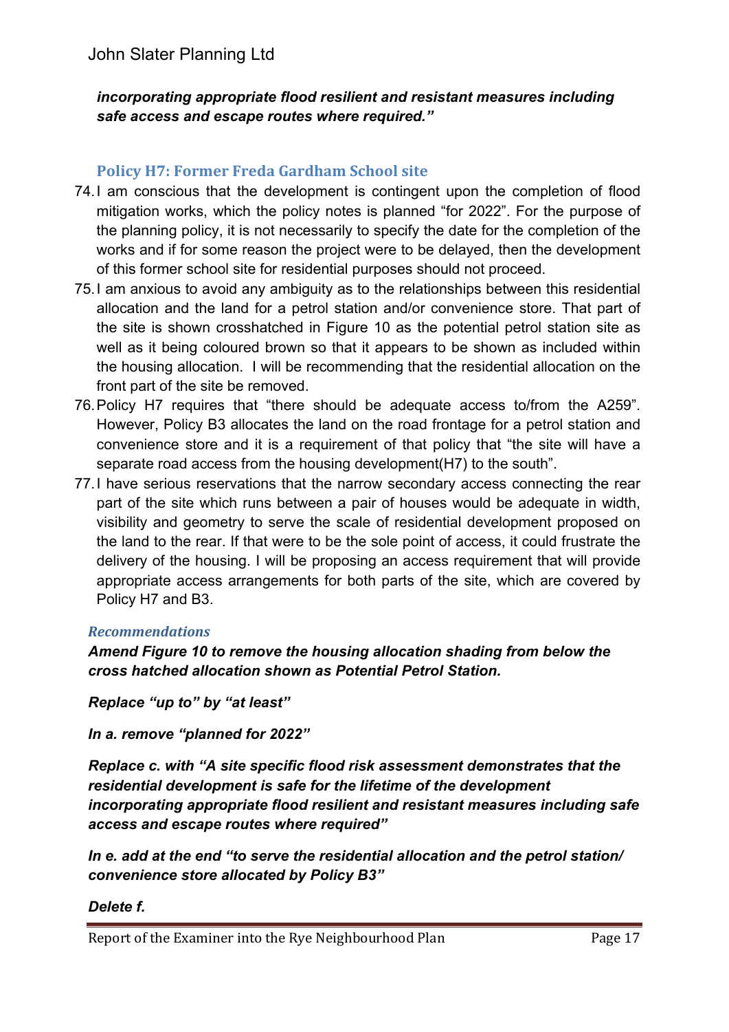***incorporating appropriate flood resilient and resistant measures including safe access and escape routes where required."***

### Policy H7: Former Freda Gardham School site

74. I am conscious that the development is contingent upon the completion of flood mitigation works, which the policy notes is planned "for 2022". For the purpose of the planning policy, it is not necessarily to specify the date for the completion of the works and if for some reason the project were to be delayed, then the development of this former school site for residential purposes should not proceed.
75. I am anxious to avoid any ambiguity as to the relationships between this residential allocation and the land for a petrol station and/or convenience store. That part of the site is shown crosshatched in Figure 10 as the potential petrol station site as well as it being coloured brown so that it appears to be shown as included within the housing allocation. I will be recommending that the residential allocation on the front part of the site be removed.
76. Policy H7 requires that "there should be adequate access to/from the A259". However, Policy B3 allocates the land on the road frontage for a petrol station and convenience store and it is a requirement of that policy that "the site will have a separate road access from the housing development(H7) to the south".
77. I have serious reservations that the narrow secondary access connecting the rear part of the site which runs between a pair of houses would be adequate in width, visibility and geometry to serve the scale of residential development proposed on the land to the rear. If that were to be the sole point of access, it could frustrate the delivery of the housing. I will be proposing an access requirement that will provide appropriate access arrangements for both parts of the site, which are covered by Policy H7 and B3.

#### *Recommendations*

***Amend Figure 10 to remove the housing allocation shading from below the cross hatched allocation shown as Potential Petrol Station.***

***Replace "up to" by "at least"***

***In a. remove "planned for 2022"***

***Replace c. with "A site specific flood risk assessment demonstrates that the residential development is safe for the lifetime of the development incorporating appropriate flood resilient and resistant measures including safe access and escape routes where required"***

***In e. add at the end "to serve the residential allocation and the petrol station/ convenience store allocated by Policy B3"***

***Delete f.***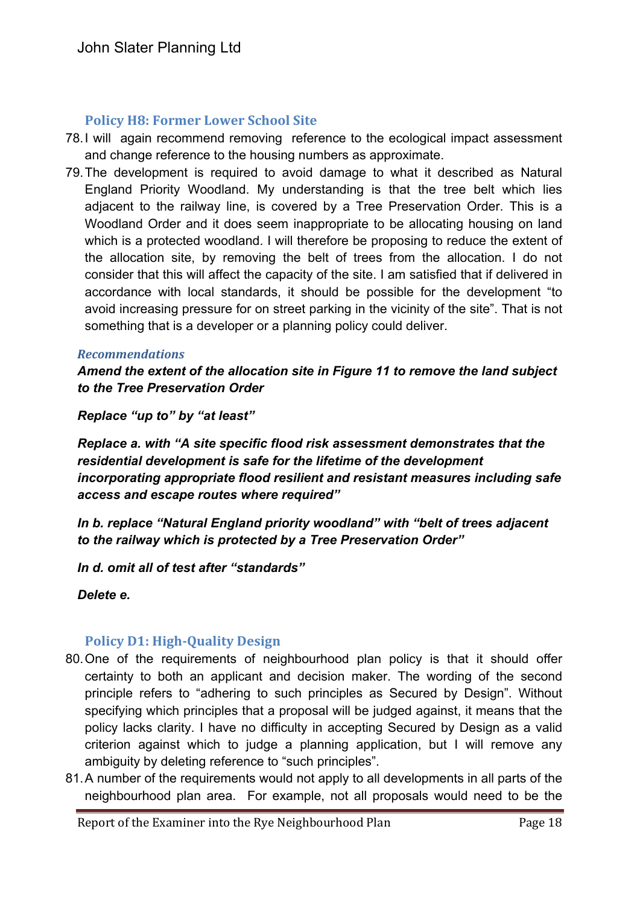### Policy H8: Former Lower School Site

78. I will again recommend removing reference to the ecological impact assessment and change reference to the housing numbers as approximate.
79. The development is required to avoid damage to what it described as Natural England Priority Woodland. My understanding is that the tree belt which lies adjacent to the railway line, is covered by a Tree Preservation Order. This is a Woodland Order and it does seem inappropriate to be allocating housing on land which is a protected woodland. I will therefore be proposing to reduce the extent of the allocation site, by removing the belt of trees from the allocation. I do not consider that this will affect the capacity of the site. I am satisfied that if delivered in accordance with local standards, it should be possible for the development "to avoid increasing pressure for on street parking in the vicinity of the site". That is not something that is a developer or a planning policy could deliver.

#### *Recommendations*

***Amend the extent of the allocation site in Figure 11 to remove the land subject to the Tree Preservation Order***

***Replace "up to" by "at least"***

***Replace a. with "A site specific flood risk assessment demonstrates that the residential development is safe for the lifetime of the development incorporating appropriate flood resilient and resistant measures including safe access and escape routes where required"***

***In b. replace "Natural England priority woodland" with "belt of trees adjacent to the railway which is protected by a Tree Preservation Order"***

***In d. omit all of test after "standards"***

***Delete e.***

### Policy D1: High-Quality Design

80. One of the requirements of neighbourhood plan policy is that it should offer certainty to both an applicant and decision maker. The wording of the second principle refers to "adhering to such principles as Secured by Design". Without specifying which principles that a proposal will be judged against, it means that the policy lacks clarity. I have no difficulty in accepting Secured by Design as a valid criterion against which to judge a planning application, but I will remove any ambiguity by deleting reference to "such principles".
81. A number of the requirements would not apply to all developments in all parts of the neighbourhood plan area. For example, not all proposals would need to be the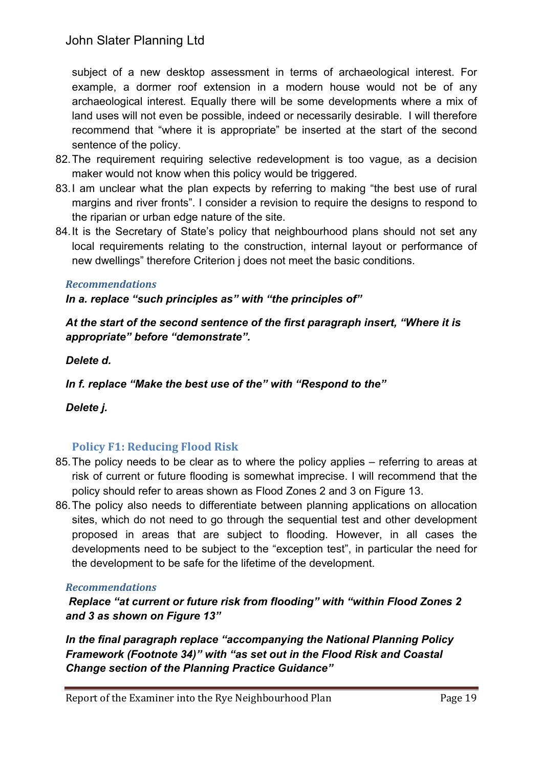subject of a new desktop assessment in terms of archaeological interest. For example, a dormer roof extension in a modern house would not be of any archaeological interest. Equally there will be some developments where a mix of land uses will not even be possible, indeed or necessarily desirable. I will therefore recommend that "where it is appropriate" be inserted at the start of the second sentence of the policy.

82. The requirement requiring selective redevelopment is too vague, as a decision maker would not know when this policy would be triggered.
83. I am unclear what the plan expects by referring to making "the best use of rural margins and river fronts". I consider a revision to require the designs to respond to the riparian or urban edge nature of the site.
84. It is the Secretary of State's policy that neighbourhood plans should not set any local requirements relating to the construction, internal layout or performance of new dwellings" therefore Criterion j does not meet the basic conditions.

#### *Recommendations*

***In a. replace "such principles as" with "the principles of"***

***At the start of the second sentence of the first paragraph insert, "Where it is appropriate" before "demonstrate".***

***Delete d.***

***In f. replace "Make the best use of the" with "Respond to the"***

***Delete j.***

### Policy F1: Reducing Flood Risk

85. The policy needs to be clear as to where the policy applies – referring to areas at risk of current or future flooding is somewhat imprecise. I will recommend that the policy should refer to areas shown as Flood Zones 2 and 3 on Figure 13.
86. The policy also needs to differentiate between planning applications on allocation sites, which do not need to go through the sequential test and other development proposed in areas that are subject to flooding. However, in all cases the developments need to be subject to the "exception test", in particular the need for the development to be safe for the lifetime of the development.

#### *Recommendations*

***Replace "at current or future risk from flooding" with "within Flood Zones 2 and 3 as shown on Figure 13"***

***In the final paragraph replace "accompanying the National Planning Policy Framework (Footnote 34)" with "as set out in the Flood Risk and Coastal Change section of the Planning Practice Guidance"***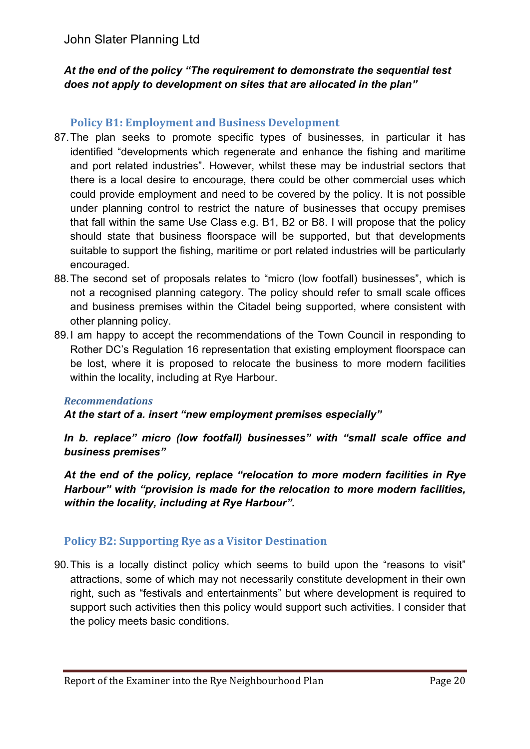***At the end of the policy "The requirement to demonstrate the sequential test does not apply to development on sites that are allocated in the plan"***

### Policy B1: Employment and Business Development

87. The plan seeks to promote specific types of businesses, in particular it has identified "developments which regenerate and enhance the fishing and maritime and port related industries". However, whilst these may be industrial sectors that there is a local desire to encourage, there could be other commercial uses which could provide employment and need to be covered by the policy. It is not possible under planning control to restrict the nature of businesses that occupy premises that fall within the same Use Class e.g. B1, B2 or B8. I will propose that the policy should state that business floorspace will be supported, but that developments suitable to support the fishing, maritime or port related industries will be particularly encouraged.
88. The second set of proposals relates to "micro (low footfall) businesses", which is not a recognised planning category. The policy should refer to small scale offices and business premises within the Citadel being supported, where consistent with other planning policy.
89. I am happy to accept the recommendations of the Town Council in responding to Rother DC's Regulation 16 representation that existing employment floorspace can be lost, where it is proposed to relocate the business to more modern facilities within the locality, including at Rye Harbour.

#### *Recommendations*

***At the start of a. insert "new employment premises especially"***

***In b. replace" micro (low footfall) businesses" with "small scale office and business premises"***

***At the end of the policy, replace "relocation to more modern facilities in Rye Harbour" with "provision is made for the relocation to more modern facilities, within the locality, including at Rye Harbour".***

### Policy B2: Supporting Rye as a Visitor Destination

90. This is a locally distinct policy which seems to build upon the "reasons to visit" attractions, some of which may not necessarily constitute development in their own right, such as "festivals and entertainments" but where development is required to support such activities then this policy would support such activities. I consider that the policy meets basic conditions.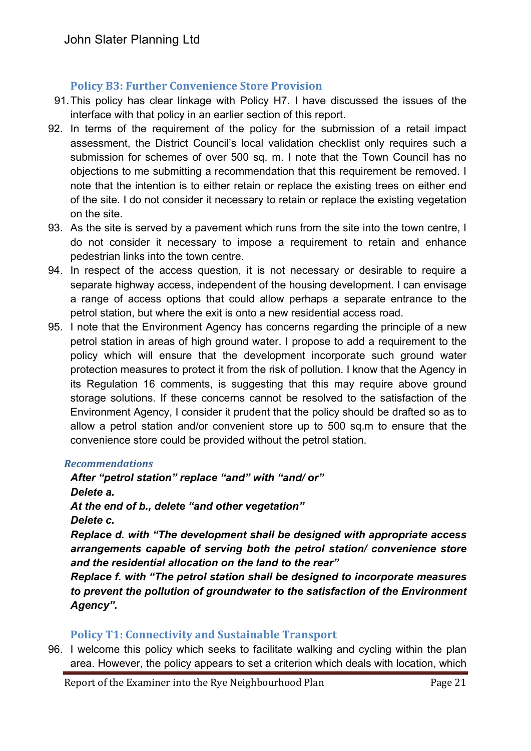### Policy B3: Further Convenience Store Provision

91. This policy has clear linkage with Policy H7. I have discussed the issues of the interface with that policy in an earlier section of this report.
92. In terms of the requirement of the policy for the submission of a retail impact assessment, the District Council's local validation checklist only requires such a submission for schemes of over 500 sq. m. I note that the Town Council has no objections to me submitting a recommendation that this requirement be removed. I note that the intention is to either retain or replace the existing trees on either end of the site. I do not consider it necessary to retain or replace the existing vegetation on the site.
93. As the site is served by a pavement which runs from the site into the town centre, I do not consider it necessary to impose a requirement to retain and enhance pedestrian links into the town centre.
94. In respect of the access question, it is not necessary or desirable to require a separate highway access, independent of the housing development. I can envisage a range of access options that could allow perhaps a separate entrance to the petrol station, but where the exit is onto a new residential access road.
95. I note that the Environment Agency has concerns regarding the principle of a new petrol station in areas of high ground water. I propose to add a requirement to the policy which will ensure that the development incorporate such ground water protection measures to protect it from the risk of pollution. I know that the Agency in its Regulation 16 comments, is suggesting that this may require above ground storage solutions. If these concerns cannot be resolved to the satisfaction of the Environment Agency, I consider it prudent that the policy should be drafted so as to allow a petrol station and/or convenient store up to 500 sq.m to ensure that the convenience store could be provided without the petrol station.

#### *Recommendations*

***After "petrol station" replace "and" with "and/ or"***
***Delete a.***
***At the end of b., delete "and other vegetation"***
***Delete c.***
***Replace d. with "The development shall be designed with appropriate access arrangements capable of serving both the petrol station/ convenience store and the residential allocation on the land to the rear"***
***Replace f. with "The petrol station shall be designed to incorporate measures to prevent the pollution of groundwater to the satisfaction of the Environment Agency".***

### Policy T1: Connectivity and Sustainable Transport

96. I welcome this policy which seeks to facilitate walking and cycling within the plan area. However, the policy appears to set a criterion which deals with location, which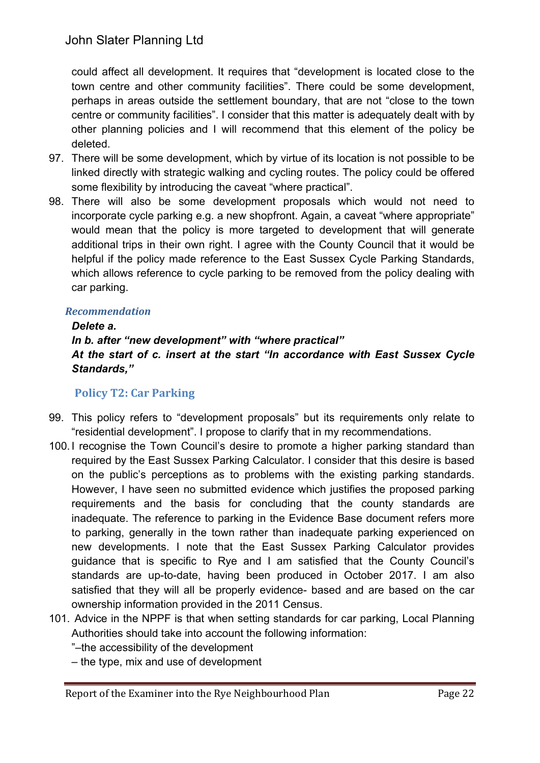could affect all development. It requires that “development is located close to the town centre and other community facilities”. There could be some development, perhaps in areas outside the settlement boundary, that are not “close to the town centre or community facilities”. I consider that this matter is adequately dealt with by other planning policies and I will recommend that this element of the policy be deleted.

97. There will be some development, which by virtue of its location is not possible to be linked directly with strategic walking and cycling routes. The policy could be offered some flexibility by introducing the caveat “where practical”.
98. There will also be some development proposals which would not need to incorporate cycle parking e.g. a new shopfront. Again, a caveat “where appropriate” would mean that the policy is more targeted to development that will generate additional trips in their own right. I agree with the County Council that it would be helpful if the policy made reference to the East Sussex Cycle Parking Standards, which allows reference to cycle parking to be removed from the policy dealing with car parking.

#### *Recommendation*

***Delete a.***
***In b. after “new development” with “where practical”***
***At the start of c. insert at the start “In accordance with East Sussex Cycle Standards,”***

### Policy T2: Car Parking

99. This policy refers to “development proposals” but its requirements only relate to “residential development”. I propose to clarify that in my recommendations.
100. I recognise the Town Council’s desire to promote a higher parking standard than required by the East Sussex Parking Calculator. I consider that this desire is based on the public’s perceptions as to problems with the existing parking standards. However, I have seen no submitted evidence which justifies the proposed parking requirements and the basis for concluding that the county standards are inadequate. The reference to parking in the Evidence Base document refers more to parking, generally in the town rather than inadequate parking experienced on new developments. I note that the East Sussex Parking Calculator provides guidance that is specific to Rye and I am satisfied that the County Council’s standards are up-to-date, having been produced in October 2017. I am also satisfied that they will all be properly evidence- based and are based on the car ownership information provided in the 2011 Census.
101. Advice in the NPPF is that when setting standards for car parking, Local Planning Authorities should take into account the following information:

”–the accessibility of the development
– the type, mix and use of development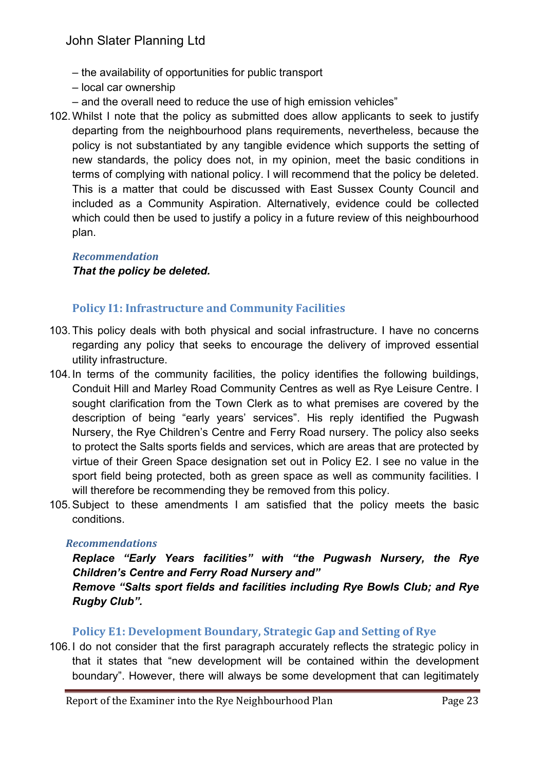– the availability of opportunities for public transport
– local car ownership
– and the overall need to reduce the use of high emission vehicles"

102. Whilst I note that the policy as submitted does allow applicants to seek to justify departing from the neighbourhood plans requirements, nevertheless, because the policy is not substantiated by any tangible evidence which supports the setting of new standards, the policy does not, in my opinion, meet the basic conditions in terms of complying with national policy. I will recommend that the policy be deleted. This is a matter that could be discussed with East Sussex County Council and included as a Community Aspiration. Alternatively, evidence could be collected which could then be used to justify a policy in a future review of this neighbourhood plan.

***Recommendation***

***That the policy be deleted.***

### Policy I1: Infrastructure and Community Facilities

103. This policy deals with both physical and social infrastructure. I have no concerns regarding any policy that seeks to encourage the delivery of improved essential utility infrastructure.

104. In terms of the community facilities, the policy identifies the following buildings, Conduit Hill and Marley Road Community Centres as well as Rye Leisure Centre. I sought clarification from the Town Clerk as to what premises are covered by the description of being "early years' services". His reply identified the Pugwash Nursery, the Rye Children's Centre and Ferry Road nursery. The policy also seeks to protect the Salts sports fields and services, which are areas that are protected by virtue of their Green Space designation set out in Policy E2. I see no value in the sport field being protected, both as green space as well as community facilities. I will therefore be recommending they be removed from this policy.

105. Subject to these amendments I am satisfied that the policy meets the basic conditions.

***Recommendations***

***Replace "Early Years facilities" with "the Pugwash Nursery, the Rye Children's Centre and Ferry Road Nursery and"***

***Remove "Salts sport fields and facilities including Rye Bowls Club; and Rye Rugby Club".***

### Policy E1: Development Boundary, Strategic Gap and Setting of Rye

106. I do not consider that the first paragraph accurately reflects the strategic policy in that it states that "new development will be contained within the development boundary". However, there will always be some development that can legitimately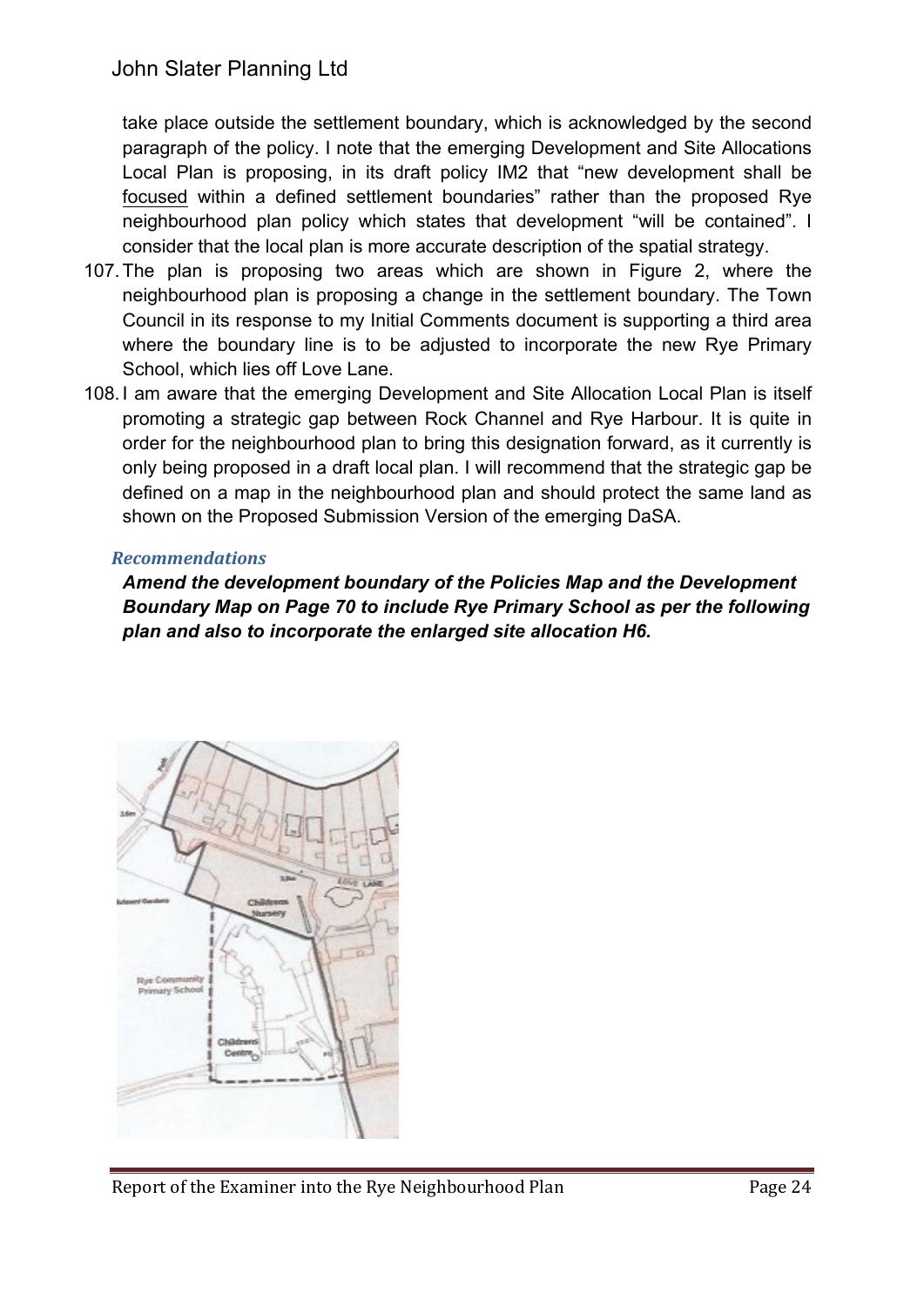take place outside the settlement boundary, which is acknowledged by the second paragraph of the policy. I note that the emerging Development and Site Allocations Local Plan is proposing, in its draft policy IM2 that "new development shall be focused within a defined settlement boundaries" rather than the proposed Rye neighbourhood plan policy which states that development "will be contained". I consider that the local plan is more accurate description of the spatial strategy.

107. The plan is proposing two areas which are shown in Figure 2, where the neighbourhood plan is proposing a change in the settlement boundary. The Town Council in its response to my Initial Comments document is supporting a third area where the boundary line is to be adjusted to incorporate the new Rye Primary School, which lies off Love Lane.

108. I am aware that the emerging Development and Site Allocation Local Plan is itself promoting a strategic gap between Rock Channel and Rye Harbour. It is quite in order for the neighbourhood plan to bring this designation forward, as it currently is only being proposed in a draft local plan. I will recommend that the strategic gap be defined on a map in the neighbourhood plan and should protect the same land as shown on the Proposed Submission Version of the emerging DaSA.

### *Recommendations*

***Amend the development boundary of the Policies Map and the Development Boundary Map on Page 70 to include Rye Primary School as per the following plan and also to incorporate the enlarged site allocation H6.***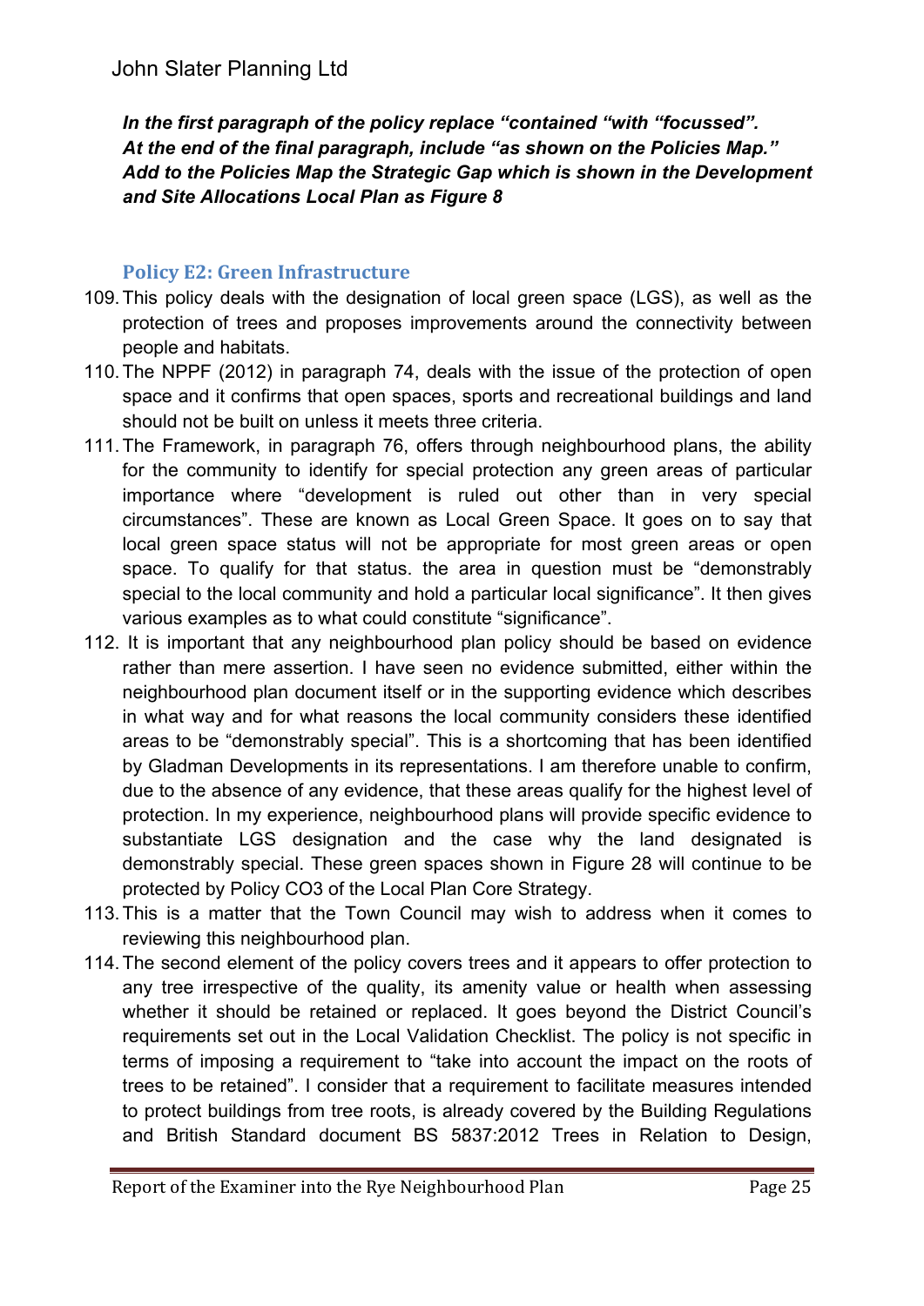***In the first paragraph of the policy replace "contained "with "focussed".***
***At the end of the final paragraph, include "as shown on the Policies Map."***
***Add to the Policies Map the Strategic Gap which is shown in the Development and Site Allocations Local Plan as Figure 8***

### Policy E2: Green Infrastructure

109. This policy deals with the designation of local green space (LGS), as well as the protection of trees and proposes improvements around the connectivity between people and habitats.
110. The NPPF (2012) in paragraph 74, deals with the issue of the protection of open space and it confirms that open spaces, sports and recreational buildings and land should not be built on unless it meets three criteria.
111. The Framework, in paragraph 76, offers through neighbourhood plans, the ability for the community to identify for special protection any green areas of particular importance where "development is ruled out other than in very special circumstances". These are known as Local Green Space. It goes on to say that local green space status will not be appropriate for most green areas or open space. To qualify for that status. the area in question must be "demonstrably special to the local community and hold a particular local significance". It then gives various examples as to what could constitute "significance".
112. It is important that any neighbourhood plan policy should be based on evidence rather than mere assertion. I have seen no evidence submitted, either within the neighbourhood plan document itself or in the supporting evidence which describes in what way and for what reasons the local community considers these identified areas to be "demonstrably special". This is a shortcoming that has been identified by Gladman Developments in its representations. I am therefore unable to confirm, due to the absence of any evidence, that these areas qualify for the highest level of protection. In my experience, neighbourhood plans will provide specific evidence to substantiate LGS designation and the case why the land designated is demonstrably special. These green spaces shown in Figure 28 will continue to be protected by Policy CO3 of the Local Plan Core Strategy.
113. This is a matter that the Town Council may wish to address when it comes to reviewing this neighbourhood plan.
114. The second element of the policy covers trees and it appears to offer protection to any tree irrespective of the quality, its amenity value or health when assessing whether it should be retained or replaced. It goes beyond the District Council's requirements set out in the Local Validation Checklist. The policy is not specific in terms of imposing a requirement to "take into account the impact on the roots of trees to be retained". I consider that a requirement to facilitate measures intended to protect buildings from tree roots, is already covered by the Building Regulations and British Standard document BS 5837:2012 Trees in Relation to Design,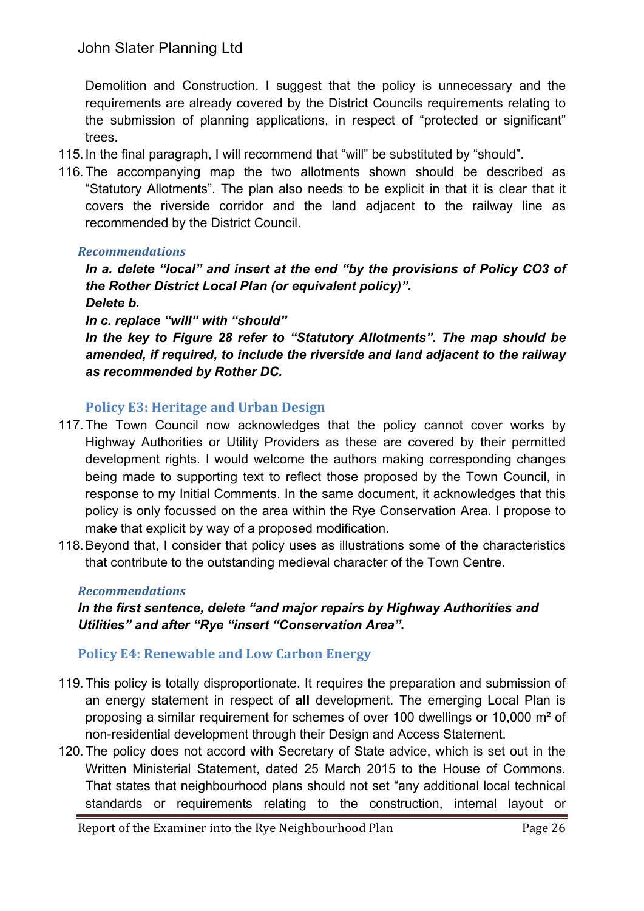Demolition and Construction. I suggest that the policy is unnecessary and the requirements are already covered by the District Councils requirements relating to the submission of planning applications, in respect of "protected or significant" trees.

115. In the final paragraph, I will recommend that "will" be substituted by "should".

116. The accompanying map the two allotments shown should be described as "Statutory Allotments". The plan also needs to be explicit in that it is clear that it covers the riverside corridor and the land adjacent to the railway line as recommended by the District Council.

#### *Recommendations*

***In a. delete "local" and insert at the end "by the provisions of Policy CO3 of the Rother District Local Plan (or equivalent policy)".***

***Delete b.***

***In c. replace "will" with "should"***

***In the key to Figure 28 refer to "Statutory Allotments". The map should be amended, if required, to include the riverside and land adjacent to the railway as recommended by Rother DC.***

### Policy E3: Heritage and Urban Design

117. The Town Council now acknowledges that the policy cannot cover works by Highway Authorities or Utility Providers as these are covered by their permitted development rights. I would welcome the authors making corresponding changes being made to supporting text to reflect those proposed by the Town Council, in response to my Initial Comments. In the same document, it acknowledges that this policy is only focussed on the area within the Rye Conservation Area. I propose to make that explicit by way of a proposed modification.

118. Beyond that, I consider that policy uses as illustrations some of the characteristics that contribute to the outstanding medieval character of the Town Centre.

#### *Recommendations*

***In the first sentence, delete "and major repairs by Highway Authorities and Utilities" and after "Rye "insert "Conservation Area".***

### Policy E4: Renewable and Low Carbon Energy

119. This policy is totally disproportionate. It requires the preparation and submission of an energy statement in respect of **all** development. The emerging Local Plan is proposing a similar requirement for schemes of over 100 dwellings or 10,000 m² of non-residential development through their Design and Access Statement.

120. The policy does not accord with Secretary of State advice, which is set out in the Written Ministerial Statement, dated 25 March 2015 to the House of Commons. That states that neighbourhood plans should not set "any additional local technical standards or requirements relating to the construction, internal layout or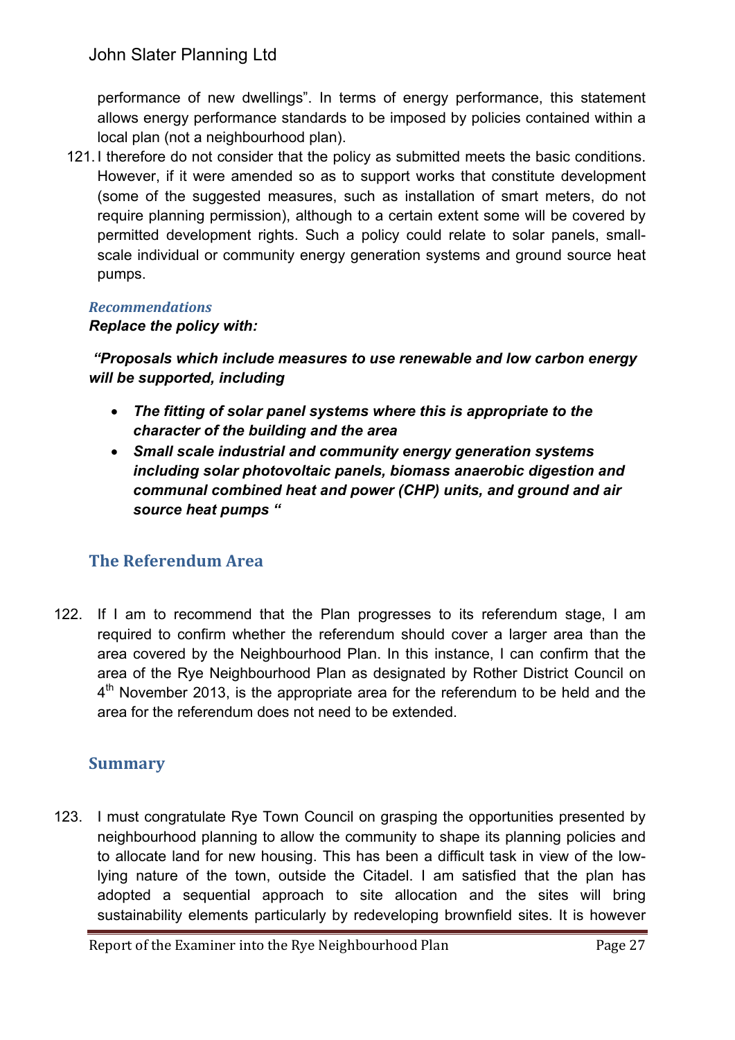performance of new dwellings". In terms of energy performance, this statement allows energy performance standards to be imposed by policies contained within a local plan (not a neighbourhood plan).

121. I therefore do not consider that the policy as submitted meets the basic conditions. However, if it were amended so as to support works that constitute development (some of the suggested measures, such as installation of smart meters, do not require planning permission), although to a certain extent some will be covered by permitted development rights. Such a policy could relate to solar panels, small-scale individual or community energy generation systems and ground source heat pumps.

### *Recommendations*

***Replace the policy with:***

***"Proposals which include measures to use renewable and low carbon energy will be supported, including***

- ***The fitting of solar panel systems where this is appropriate to the character of the building and the area***
- ***Small scale industrial and community energy generation systems including solar photovoltaic panels, biomass anaerobic digestion and communal combined heat and power (CHP) units, and ground and air source heat pumps "***

## The Referendum Area

122. If I am to recommend that the Plan progresses to its referendum stage, I am required to confirm whether the referendum should cover a larger area than the area covered by the Neighbourhood Plan. In this instance, I can confirm that the area of the Rye Neighbourhood Plan as designated by Rother District Council on 4th November 2013, is the appropriate area for the referendum to be held and the area for the referendum does not need to be extended.

## Summary

123. I must congratulate Rye Town Council on grasping the opportunities presented by neighbourhood planning to allow the community to shape its planning policies and to allocate land for new housing. This has been a difficult task in view of the low-lying nature of the town, outside the Citadel. I am satisfied that the plan has adopted a sequential approach to site allocation and the sites will bring sustainability elements particularly by redeveloping brownfield sites. It is however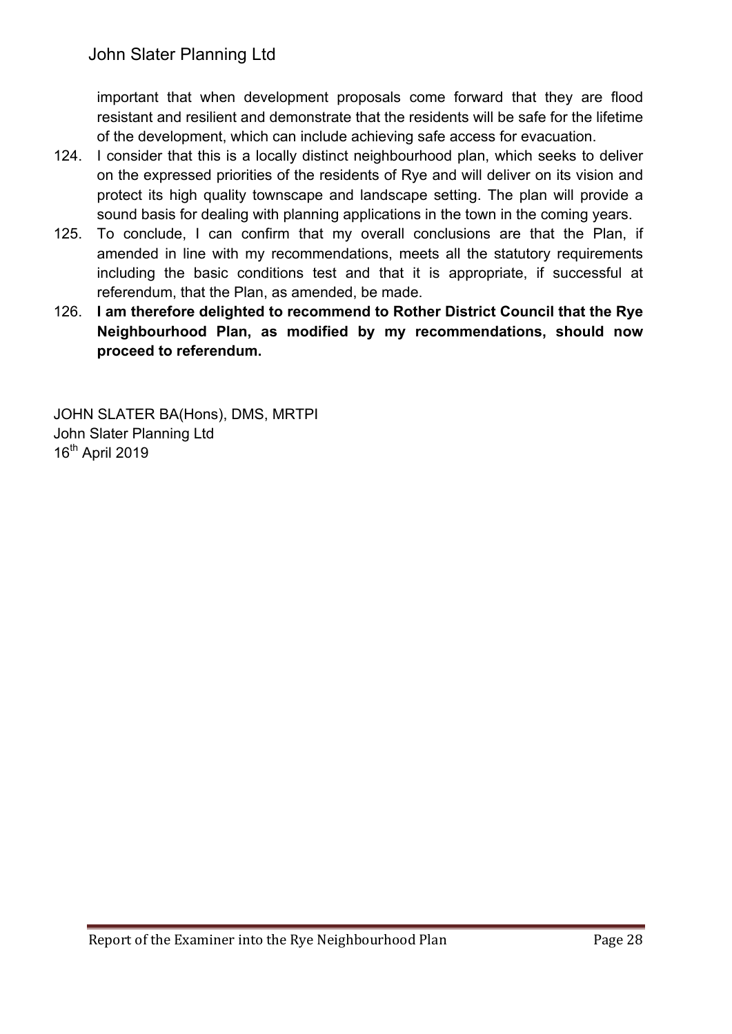important that when development proposals come forward that they are flood resistant and resilient and demonstrate that the residents will be safe for the lifetime of the development, which can include achieving safe access for evacuation.

124. I consider that this is a locally distinct neighbourhood plan, which seeks to deliver on the expressed priorities of the residents of Rye and will deliver on its vision and protect its high quality townscape and landscape setting. The plan will provide a sound basis for dealing with planning applications in the town in the coming years.

125. To conclude, I can confirm that my overall conclusions are that the Plan, if amended in line with my recommendations, meets all the statutory requirements including the basic conditions test and that it is appropriate, if successful at referendum, that the Plan, as amended, be made.

126. **I am therefore delighted to recommend to Rother District Council that the Rye Neighbourhood Plan, as modified by my recommendations, should now proceed to referendum.**

JOHN SLATER BA(Hons), DMS, MRTPI
John Slater Planning Ltd
16th April 2019